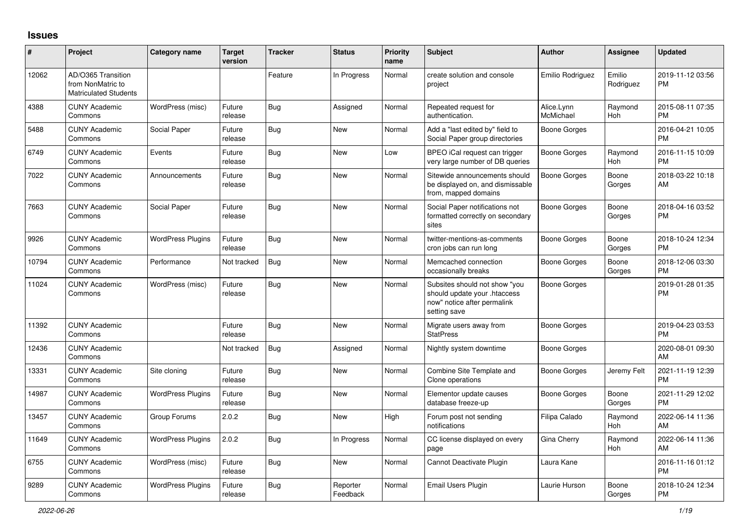# Issues

| # | Project | Category name | Target version | Tracker | Status | Priority name | Subject | Author | Assignee | Updated |
|---|---|---|---|---|---|---|---|---|---|---|
| 12062 | AD/O365 Transition from NonMatric to Matriculated Students | | | Feature | In Progress | Normal | create solution and console project | Emilio Rodriguez | Emilio Rodriguez | 2019-11-12 03:56 PM |
| 4388 | CUNY Academic Commons | WordPress (misc) | Future release | Bug | Assigned | Normal | Repeated request for authentication. | Alice.Lynn McMichael | Raymond Hoh | 2015-08-11 07:35 PM |
| 5488 | CUNY Academic Commons | Social Paper | Future release | Bug | New | Normal | Add a "last edited by" field to Social Paper group directories | Boone Gorges | | 2016-04-21 10:05 PM |
| 6749 | CUNY Academic Commons | Events | Future release | Bug | New | Low | BPEO iCal request can trigger very large number of DB queries | Boone Gorges | Raymond Hoh | 2016-11-15 10:09 PM |
| 7022 | CUNY Academic Commons | Announcements | Future release | Bug | New | Normal | Sitewide announcements should be displayed on, and dismissable from, mapped domains | Boone Gorges | Boone Gorges | 2018-03-22 10:18 AM |
| 7663 | CUNY Academic Commons | Social Paper | Future release | Bug | New | Normal | Social Paper notifications not formatted correctly on secondary sites | Boone Gorges | Boone Gorges | 2018-04-16 03:52 PM |
| 9926 | CUNY Academic Commons | WordPress Plugins | Future release | Bug | New | Normal | twitter-mentions-as-comments cron jobs can run long | Boone Gorges | Boone Gorges | 2018-10-24 12:34 PM |
| 10794 | CUNY Academic Commons | Performance | Not tracked | Bug | New | Normal | Memcached connection occasionally breaks | Boone Gorges | Boone Gorges | 2018-12-06 03:30 PM |
| 11024 | CUNY Academic Commons | WordPress (misc) | Future release | Bug | New | Normal | Subsites should not show "you should update your .htaccess now" notice after permalink setting save | Boone Gorges | | 2019-01-28 01:35 PM |
| 11392 | CUNY Academic Commons | | Future release | Bug | New | Normal | Migrate users away from StatPress | Boone Gorges | | 2019-04-23 03:53 PM |
| 12436 | CUNY Academic Commons | | Not tracked | Bug | Assigned | Normal | Nightly system downtime | Boone Gorges | | 2020-08-01 09:30 AM |
| 13331 | CUNY Academic Commons | Site cloning | Future release | Bug | New | Normal | Combine Site Template and Clone operations | Boone Gorges | Jeremy Felt | 2021-11-19 12:39 PM |
| 14987 | CUNY Academic Commons | WordPress Plugins | Future release | Bug | New | Normal | Elementor update causes database freeze-up | Boone Gorges | Boone Gorges | 2021-11-29 12:02 PM |
| 13457 | CUNY Academic Commons | Group Forums | 2.0.2 | Bug | New | High | Forum post not sending notifications | Filipa Calado | Raymond Hoh | 2022-06-14 11:36 AM |
| 11649 | CUNY Academic Commons | WordPress Plugins | 2.0.2 | Bug | In Progress | Normal | CC license displayed on every page | Gina Cherry | Raymond Hoh | 2022-06-14 11:36 AM |
| 6755 | CUNY Academic Commons | WordPress (misc) | Future release | Bug | New | Normal | Cannot Deactivate Plugin | Laura Kane | | 2016-11-16 01:12 PM |
| 9289 | CUNY Academic Commons | WordPress Plugins | Future release | Bug | Reporter Feedback | Normal | Email Users Plugin | Laurie Hurson | Boone Gorges | 2018-10-24 12:34 PM |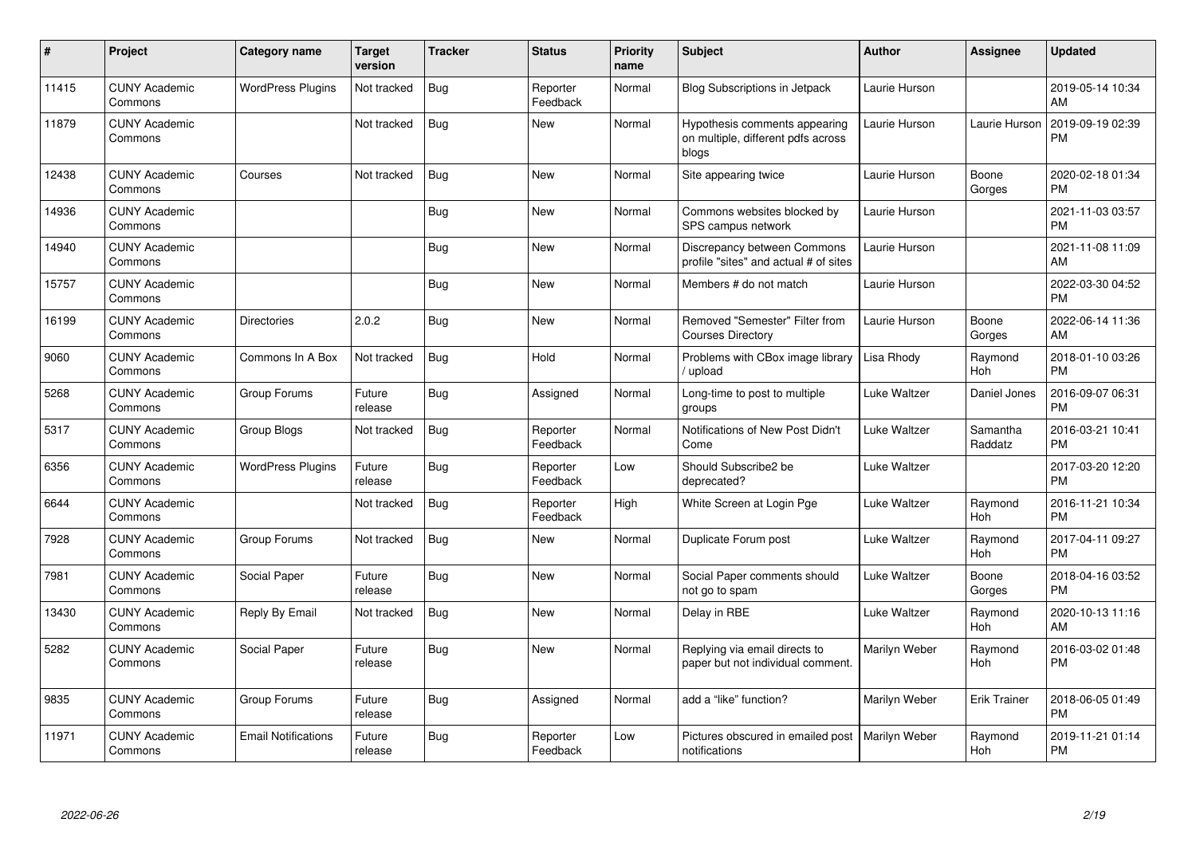| # | Project | Category name | Target version | Tracker | Status | Priority name | Subject | Author | Assignee | Updated |
|---|---|---|---|---|---|---|---|---|---|---|
| 11415 | CUNY Academic Commons | WordPress Plugins | Not tracked | Bug | Reporter Feedback | Normal | Blog Subscriptions in Jetpack | Laurie Hurson | | 2019-05-14 10:34 AM |
| 11879 | CUNY Academic Commons | | Not tracked | Bug | New | Normal | Hypothesis comments appearing on multiple, different pdfs across blogs | Laurie Hurson | Laurie Hurson | 2019-09-19 02:39 PM |
| 12438 | CUNY Academic Commons | Courses | Not tracked | Bug | New | Normal | Site appearing twice | Laurie Hurson | Boone Gorges | 2020-02-18 01:34 PM |
| 14936 | CUNY Academic Commons | | | Bug | New | Normal | Commons websites blocked by SPS campus network | Laurie Hurson | | 2021-11-03 03:57 PM |
| 14940 | CUNY Academic Commons | | | Bug | New | Normal | Discrepancy between Commons profile "sites" and actual # of sites | Laurie Hurson | | 2021-11-08 11:09 AM |
| 15757 | CUNY Academic Commons | | | Bug | New | Normal | Members # do not match | Laurie Hurson | | 2022-03-30 04:52 PM |
| 16199 | CUNY Academic Commons | Directories | 2.0.2 | Bug | New | Normal | Removed "Semester" Filter from Courses Directory | Laurie Hurson | Boone Gorges | 2022-06-14 11:36 AM |
| 9060 | CUNY Academic Commons | Commons In A Box | Not tracked | Bug | Hold | Normal | Problems with CBox image library / upload | Lisa Rhody | Raymond Hoh | 2018-01-10 03:26 PM |
| 5268 | CUNY Academic Commons | Group Forums | Future release | Bug | Assigned | Normal | Long-time to post to multiple groups | Luke Waltzer | Daniel Jones | 2016-09-07 06:31 PM |
| 5317 | CUNY Academic Commons | Group Blogs | Not tracked | Bug | Reporter Feedback | Normal | Notifications of New Post Didn't Come | Luke Waltzer | Samantha Raddatz | 2016-03-21 10:41 PM |
| 6356 | CUNY Academic Commons | WordPress Plugins | Future release | Bug | Reporter Feedback | Low | Should Subscribe2 be deprecated? | Luke Waltzer | | 2017-03-20 12:20 PM |
| 6644 | CUNY Academic Commons | | Not tracked | Bug | Reporter Feedback | High | White Screen at Login Pge | Luke Waltzer | Raymond Hoh | 2016-11-21 10:34 PM |
| 7928 | CUNY Academic Commons | Group Forums | Not tracked | Bug | New | Normal | Duplicate Forum post | Luke Waltzer | Raymond Hoh | 2017-04-11 09:27 PM |
| 7981 | CUNY Academic Commons | Social Paper | Future release | Bug | New | Normal | Social Paper comments should not go to spam | Luke Waltzer | Boone Gorges | 2018-04-16 03:52 PM |
| 13430 | CUNY Academic Commons | Reply By Email | Not tracked | Bug | New | Normal | Delay in RBE | Luke Waltzer | Raymond Hoh | 2020-10-13 11:16 AM |
| 5282 | CUNY Academic Commons | Social Paper | Future release | Bug | New | Normal | Replying via email directs to paper but not individual comment. | Marilyn Weber | Raymond Hoh | 2016-03-02 01:48 PM |
| 9835 | CUNY Academic Commons | Group Forums | Future release | Bug | Assigned | Normal | add a "like" function? | Marilyn Weber | Erik Trainer | 2018-06-05 01:49 PM |
| 11971 | CUNY Academic Commons | Email Notifications | Future release | Bug | Reporter Feedback | Low | Pictures obscured in emailed post notifications | Marilyn Weber | Raymond Hoh | 2019-11-21 01:14 PM |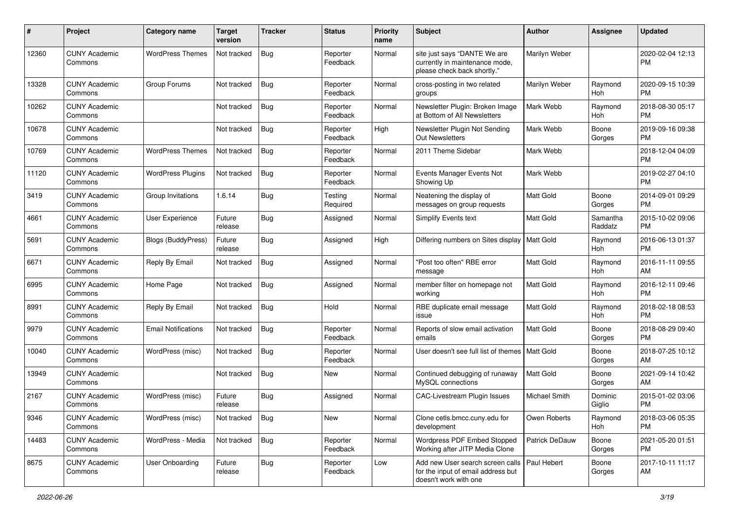| # | Project | Category name | Target version | Tracker | Status | Priority name | Subject | Author | Assignee | Updated |
|---|---|---|---|---|---|---|---|---|---|---|
| 12360 | CUNY Academic Commons | WordPress Themes | Not tracked | Bug | Reporter Feedback | Normal | site just says "DANTE We are currently in maintenance mode, please check back shortly." | Marilyn Weber | | 2020-02-04 12:13 PM |
| 13328 | CUNY Academic Commons | Group Forums | Not tracked | Bug | Reporter Feedback | Normal | cross-posting in two related groups | Marilyn Weber | Raymond Hoh | 2020-09-15 10:39 PM |
| 10262 | CUNY Academic Commons | | Not tracked | Bug | Reporter Feedback | Normal | Newsletter Plugin: Broken Image at Bottom of All Newsletters | Mark Webb | Raymond Hoh | 2018-08-30 05:17 PM |
| 10678 | CUNY Academic Commons | | Not tracked | Bug | Reporter Feedback | High | Newsletter Plugin Not Sending Out Newsletters | Mark Webb | Boone Gorges | 2019-09-16 09:38 PM |
| 10769 | CUNY Academic Commons | WordPress Themes | Not tracked | Bug | Reporter Feedback | Normal | 2011 Theme Sidebar | Mark Webb | | 2018-12-04 04:09 PM |
| 11120 | CUNY Academic Commons | WordPress Plugins | Not tracked | Bug | Reporter Feedback | Normal | Events Manager Events Not Showing Up | Mark Webb | | 2019-02-27 04:10 PM |
| 3419 | CUNY Academic Commons | Group Invitations | 1.6.14 | Bug | Testing Required | Normal | Neatening the display of messages on group requests | Matt Gold | Boone Gorges | 2014-09-01 09:29 PM |
| 4661 | CUNY Academic Commons | User Experience | Future release | Bug | Assigned | Normal | Simplify Events text | Matt Gold | Samantha Raddatz | 2015-10-02 09:06 PM |
| 5691 | CUNY Academic Commons | Blogs (BuddyPress) | Future release | Bug | Assigned | High | Differing numbers on Sites display | Matt Gold | Raymond Hoh | 2016-06-13 01:37 PM |
| 6671 | CUNY Academic Commons | Reply By Email | Not tracked | Bug | Assigned | Normal | "Post too often" RBE error message | Matt Gold | Raymond Hoh | 2016-11-11 09:55 AM |
| 6995 | CUNY Academic Commons | Home Page | Not tracked | Bug | Assigned | Normal | member filter on homepage not working | Matt Gold | Raymond Hoh | 2016-12-11 09:46 PM |
| 8991 | CUNY Academic Commons | Reply By Email | Not tracked | Bug | Hold | Normal | RBE duplicate email message issue | Matt Gold | Raymond Hoh | 2018-02-18 08:53 PM |
| 9979 | CUNY Academic Commons | Email Notifications | Not tracked | Bug | Reporter Feedback | Normal | Reports of slow email activation emails | Matt Gold | Boone Gorges | 2018-08-29 09:40 PM |
| 10040 | CUNY Academic Commons | WordPress (misc) | Not tracked | Bug | Reporter Feedback | Normal | User doesn't see full list of themes | Matt Gold | Boone Gorges | 2018-07-25 10:12 AM |
| 13949 | CUNY Academic Commons | | Not tracked | Bug | New | Normal | Continued debugging of runaway MySQL connections | Matt Gold | Boone Gorges | 2021-09-14 10:42 AM |
| 2167 | CUNY Academic Commons | WordPress (misc) | Future release | Bug | Assigned | Normal | CAC-Livestream Plugin Issues | Michael Smith | Dominic Giglio | 2015-01-02 03:06 PM |
| 9346 | CUNY Academic Commons | WordPress (misc) | Not tracked | Bug | New | Normal | Clone cetls.bmcc.cuny.edu for development | Owen Roberts | Raymond Hoh | 2018-03-06 05:35 PM |
| 14483 | CUNY Academic Commons | WordPress - Media | Not tracked | Bug | Reporter Feedback | Normal | Wordpress PDF Embed Stopped Working after JITP Media Clone | Patrick DeDauw | Boone Gorges | 2021-05-20 01:51 PM |
| 8675 | CUNY Academic Commons | User Onboarding | Future release | Bug | Reporter Feedback | Low | Add new User search screen calls for the input of email address but doesn't work with one | Paul Hebert | Boone Gorges | 2017-10-11 11:17 AM |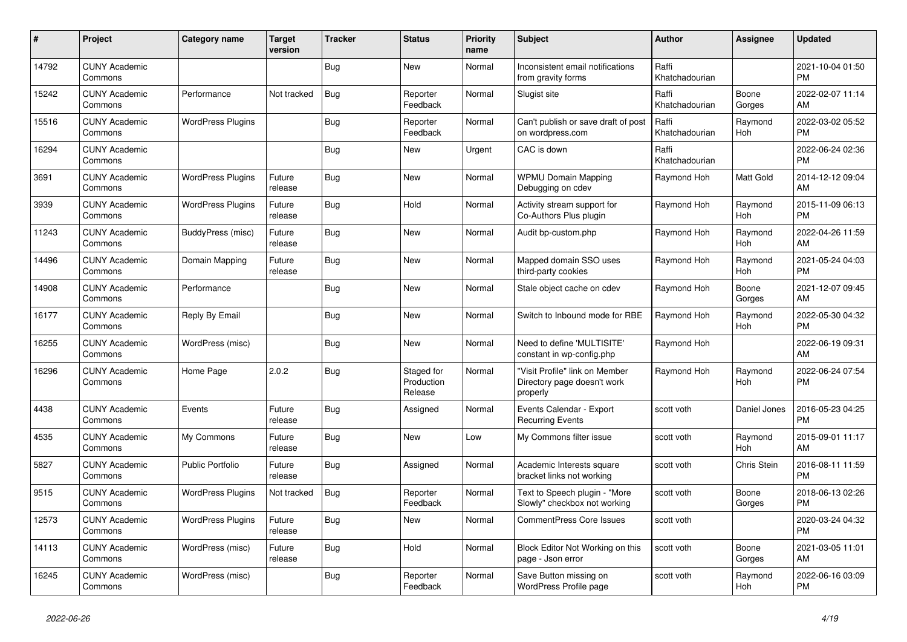| # | Project | Category name | Target version | Tracker | Status | Priority name | Subject | Author | Assignee | Updated |
|---|---|---|---|---|---|---|---|---|---|---|
| 14792 | CUNY Academic Commons | | | Bug | New | Normal | Inconsistent email notifications from gravity forms | Raffi Khatchadourian | | 2021-10-04 01:50 PM |
| 15242 | CUNY Academic Commons | Performance | Not tracked | Bug | Reporter Feedback | Normal | Slugist site | Raffi Khatchadourian | Boone Gorges | 2022-02-07 11:14 AM |
| 15516 | CUNY Academic Commons | WordPress Plugins | | Bug | Reporter Feedback | Normal | Can't publish or save draft of post on wordpress.com | Raffi Khatchadourian | Raymond Hoh | 2022-03-02 05:52 PM |
| 16294 | CUNY Academic Commons | | | Bug | New | Urgent | CAC is down | Raffi Khatchadourian | | 2022-06-24 02:36 PM |
| 3691 | CUNY Academic Commons | WordPress Plugins | Future release | Bug | New | Normal | WPMU Domain Mapping Debugging on cdev | Raymond Hoh | Matt Gold | 2014-12-12 09:04 AM |
| 3939 | CUNY Academic Commons | WordPress Plugins | Future release | Bug | Hold | Normal | Activity stream support for Co-Authors Plus plugin | Raymond Hoh | Raymond Hoh | 2015-11-09 06:13 PM |
| 11243 | CUNY Academic Commons | BuddyPress (misc) | Future release | Bug | New | Normal | Audit bp-custom.php | Raymond Hoh | Raymond Hoh | 2022-04-26 11:59 AM |
| 14496 | CUNY Academic Commons | Domain Mapping | Future release | Bug | New | Normal | Mapped domain SSO uses third-party cookies | Raymond Hoh | Raymond Hoh | 2021-05-24 04:03 PM |
| 14908 | CUNY Academic Commons | Performance | | Bug | New | Normal | Stale object cache on cdev | Raymond Hoh | Boone Gorges | 2021-12-07 09:45 AM |
| 16177 | CUNY Academic Commons | Reply By Email | | Bug | New | Normal | Switch to Inbound mode for RBE | Raymond Hoh | Raymond Hoh | 2022-05-30 04:32 PM |
| 16255 | CUNY Academic Commons | WordPress (misc) | | Bug | New | Normal | Need to define 'MULTISITE' constant in wp-config.php | Raymond Hoh | | 2022-06-19 09:31 AM |
| 16296 | CUNY Academic Commons | Home Page | 2.0.2 | Bug | Staged for Production Release | Normal | "Visit Profile" link on Member Directory page doesn't work properly | Raymond Hoh | Raymond Hoh | 2022-06-24 07:54 PM |
| 4438 | CUNY Academic Commons | Events | Future release | Bug | Assigned | Normal | Events Calendar - Export Recurring Events | scott voth | Daniel Jones | 2016-05-23 04:25 PM |
| 4535 | CUNY Academic Commons | My Commons | Future release | Bug | New | Low | My Commons filter issue | scott voth | Raymond Hoh | 2015-09-01 11:17 AM |
| 5827 | CUNY Academic Commons | Public Portfolio | Future release | Bug | Assigned | Normal | Academic Interests square bracket links not working | scott voth | Chris Stein | 2016-08-11 11:59 PM |
| 9515 | CUNY Academic Commons | WordPress Plugins | Not tracked | Bug | Reporter Feedback | Normal | Text to Speech plugin - "More Slowly" checkbox not working | scott voth | Boone Gorges | 2018-06-13 02:26 PM |
| 12573 | CUNY Academic Commons | WordPress Plugins | Future release | Bug | New | Normal | CommentPress Core Issues | scott voth | | 2020-03-24 04:32 PM |
| 14113 | CUNY Academic Commons | WordPress (misc) | Future release | Bug | Hold | Normal | Block Editor Not Working on this page - Json error | scott voth | Boone Gorges | 2021-03-05 11:01 AM |
| 16245 | CUNY Academic Commons | WordPress (misc) | | Bug | Reporter Feedback | Normal | Save Button missing on WordPress Profile page | scott voth | Raymond Hoh | 2022-06-16 03:09 PM |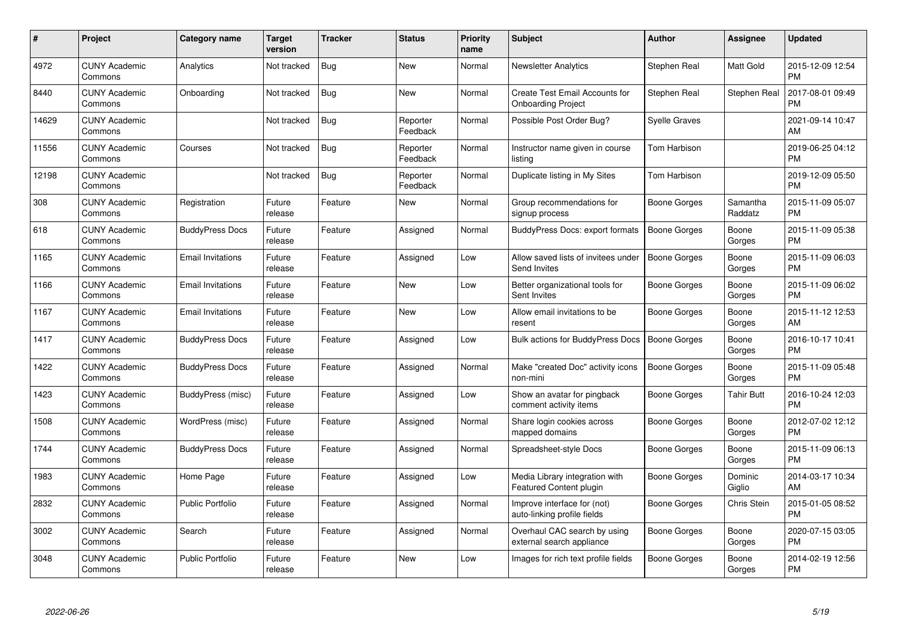| # | Project | Category name | Target version | Tracker | Status | Priority name | Subject | Author | Assignee | Updated |
|---|---|---|---|---|---|---|---|---|---|---|
| 4972 | CUNY Academic Commons | Analytics | Not tracked | Bug | New | Normal | Newsletter Analytics | Stephen Real | Matt Gold | 2015-12-09 12:54 PM |
| 8440 | CUNY Academic Commons | Onboarding | Not tracked | Bug | New | Normal | Create Test Email Accounts for Onboarding Project | Stephen Real | Stephen Real | 2017-08-01 09:49 PM |
| 14629 | CUNY Academic Commons | | Not tracked | Bug | Reporter Feedback | Normal | Possible Post Order Bug? | Syelle Graves | | 2021-09-14 10:47 AM |
| 11556 | CUNY Academic Commons | Courses | Not tracked | Bug | Reporter Feedback | Normal | Instructor name given in course listing | Tom Harbison | | 2019-06-25 04:12 PM |
| 12198 | CUNY Academic Commons | | Not tracked | Bug | Reporter Feedback | Normal | Duplicate listing in My Sites | Tom Harbison | | 2019-12-09 05:50 PM |
| 308 | CUNY Academic Commons | Registration | Future release | Feature | New | Normal | Group recommendations for signup process | Boone Gorges | Samantha Raddatz | 2015-11-09 05:07 PM |
| 618 | CUNY Academic Commons | BuddyPress Docs | Future release | Feature | Assigned | Normal | BuddyPress Docs: export formats | Boone Gorges | Boone Gorges | 2015-11-09 05:38 PM |
| 1165 | CUNY Academic Commons | Email Invitations | Future release | Feature | Assigned | Low | Allow saved lists of invitees under Send Invites | Boone Gorges | Boone Gorges | 2015-11-09 06:03 PM |
| 1166 | CUNY Academic Commons | Email Invitations | Future release | Feature | New | Low | Better organizational tools for Sent Invites | Boone Gorges | Boone Gorges | 2015-11-09 06:02 PM |
| 1167 | CUNY Academic Commons | Email Invitations | Future release | Feature | New | Low | Allow email invitations to be resent | Boone Gorges | Boone Gorges | 2015-11-12 12:53 AM |
| 1417 | CUNY Academic Commons | BuddyPress Docs | Future release | Feature | Assigned | Low | Bulk actions for BuddyPress Docs | Boone Gorges | Boone Gorges | 2016-10-17 10:41 PM |
| 1422 | CUNY Academic Commons | BuddyPress Docs | Future release | Feature | Assigned | Normal | Make "created Doc" activity icons non-mini | Boone Gorges | Boone Gorges | 2015-11-09 05:48 PM |
| 1423 | CUNY Academic Commons | BuddyPress (misc) | Future release | Feature | Assigned | Low | Show an avatar for pingback comment activity items | Boone Gorges | Tahir Butt | 2016-10-24 12:03 PM |
| 1508 | CUNY Academic Commons | WordPress (misc) | Future release | Feature | Assigned | Normal | Share login cookies across mapped domains | Boone Gorges | Boone Gorges | 2012-07-02 12:12 PM |
| 1744 | CUNY Academic Commons | BuddyPress Docs | Future release | Feature | Assigned | Normal | Spreadsheet-style Docs | Boone Gorges | Boone Gorges | 2015-11-09 06:13 PM |
| 1983 | CUNY Academic Commons | Home Page | Future release | Feature | Assigned | Low | Media Library integration with Featured Content plugin | Boone Gorges | Dominic Giglio | 2014-03-17 10:34 AM |
| 2832 | CUNY Academic Commons | Public Portfolio | Future release | Feature | Assigned | Normal | Improve interface for (not) auto-linking profile fields | Boone Gorges | Chris Stein | 2015-01-05 08:52 PM |
| 3002 | CUNY Academic Commons | Search | Future release | Feature | Assigned | Normal | Overhaul CAC search by using external search appliance | Boone Gorges | Boone Gorges | 2020-07-15 03:05 PM |
| 3048 | CUNY Academic Commons | Public Portfolio | Future release | Feature | New | Low | Images for rich text profile fields | Boone Gorges | Boone Gorges | 2014-02-19 12:56 PM |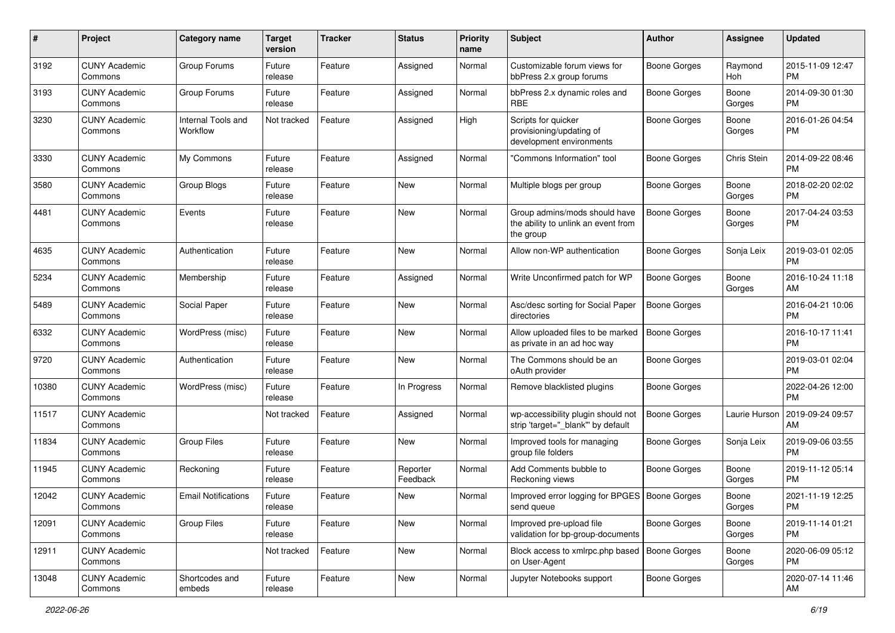| # | Project | Category name | Target version | Tracker | Status | Priority name | Subject | Author | Assignee | Updated |
|---|---|---|---|---|---|---|---|---|---|---|
| 3192 | CUNY Academic Commons | Group Forums | Future release | Feature | Assigned | Normal | Customizable forum views for bbPress 2.x group forums | Boone Gorges | Raymond Hoh | 2015-11-09 12:47 PM |
| 3193 | CUNY Academic Commons | Group Forums | Future release | Feature | Assigned | Normal | bbPress 2.x dynamic roles and RBE | Boone Gorges | Boone Gorges | 2014-09-30 01:30 PM |
| 3230 | CUNY Academic Commons | Internal Tools and Workflow | Not tracked | Feature | Assigned | High | Scripts for quicker provisioning/updating of development environments | Boone Gorges | Boone Gorges | 2016-01-26 04:54 PM |
| 3330 | CUNY Academic Commons | My Commons | Future release | Feature | Assigned | Normal | "Commons Information" tool | Boone Gorges | Chris Stein | 2014-09-22 08:46 PM |
| 3580 | CUNY Academic Commons | Group Blogs | Future release | Feature | New | Normal | Multiple blogs per group | Boone Gorges | Boone Gorges | 2018-02-20 02:02 PM |
| 4481 | CUNY Academic Commons | Events | Future release | Feature | New | Normal | Group admins/mods should have the ability to unlink an event from the group | Boone Gorges | Boone Gorges | 2017-04-24 03:53 PM |
| 4635 | CUNY Academic Commons | Authentication | Future release | Feature | New | Normal | Allow non-WP authentication | Boone Gorges | Sonja Leix | 2019-03-01 02:05 PM |
| 5234 | CUNY Academic Commons | Membership | Future release | Feature | Assigned | Normal | Write Unconfirmed patch for WP | Boone Gorges | Boone Gorges | 2016-10-24 11:18 AM |
| 5489 | CUNY Academic Commons | Social Paper | Future release | Feature | New | Normal | Asc/desc sorting for Social Paper directories | Boone Gorges | | 2016-04-21 10:06 PM |
| 6332 | CUNY Academic Commons | WordPress (misc) | Future release | Feature | New | Normal | Allow uploaded files to be marked as private in an ad hoc way | Boone Gorges | | 2016-10-17 11:41 PM |
| 9720 | CUNY Academic Commons | Authentication | Future release | Feature | New | Normal | The Commons should be an oAuth provider | Boone Gorges | | 2019-03-01 02:04 PM |
| 10380 | CUNY Academic Commons | WordPress (misc) | Future release | Feature | In Progress | Normal | Remove blacklisted plugins | Boone Gorges | | 2022-04-26 12:00 PM |
| 11517 | CUNY Academic Commons | | Not tracked | Feature | Assigned | Normal | wp-accessibility plugin should not strip 'target="_blank"' by default | Boone Gorges | Laurie Hurson | 2019-09-24 09:57 AM |
| 11834 | CUNY Academic Commons | Group Files | Future release | Feature | New | Normal | Improved tools for managing group file folders | Boone Gorges | Sonja Leix | 2019-09-06 03:55 PM |
| 11945 | CUNY Academic Commons | Reckoning | Future release | Feature | Reporter Feedback | Normal | Add Comments bubble to Reckoning views | Boone Gorges | Boone Gorges | 2019-11-12 05:14 PM |
| 12042 | CUNY Academic Commons | Email Notifications | Future release | Feature | New | Normal | Improved error logging for BPGES send queue | Boone Gorges | Boone Gorges | 2021-11-19 12:25 PM |
| 12091 | CUNY Academic Commons | Group Files | Future release | Feature | New | Normal | Improved pre-upload file validation for bp-group-documents | Boone Gorges | Boone Gorges | 2019-11-14 01:21 PM |
| 12911 | CUNY Academic Commons | | Not tracked | Feature | New | Normal | Block access to xmlrpc.php based on User-Agent | Boone Gorges | Boone Gorges | 2020-06-09 05:12 PM |
| 13048 | CUNY Academic Commons | Shortcodes and embeds | Future release | Feature | New | Normal | Jupyter Notebooks support | Boone Gorges | | 2020-07-14 11:46 AM |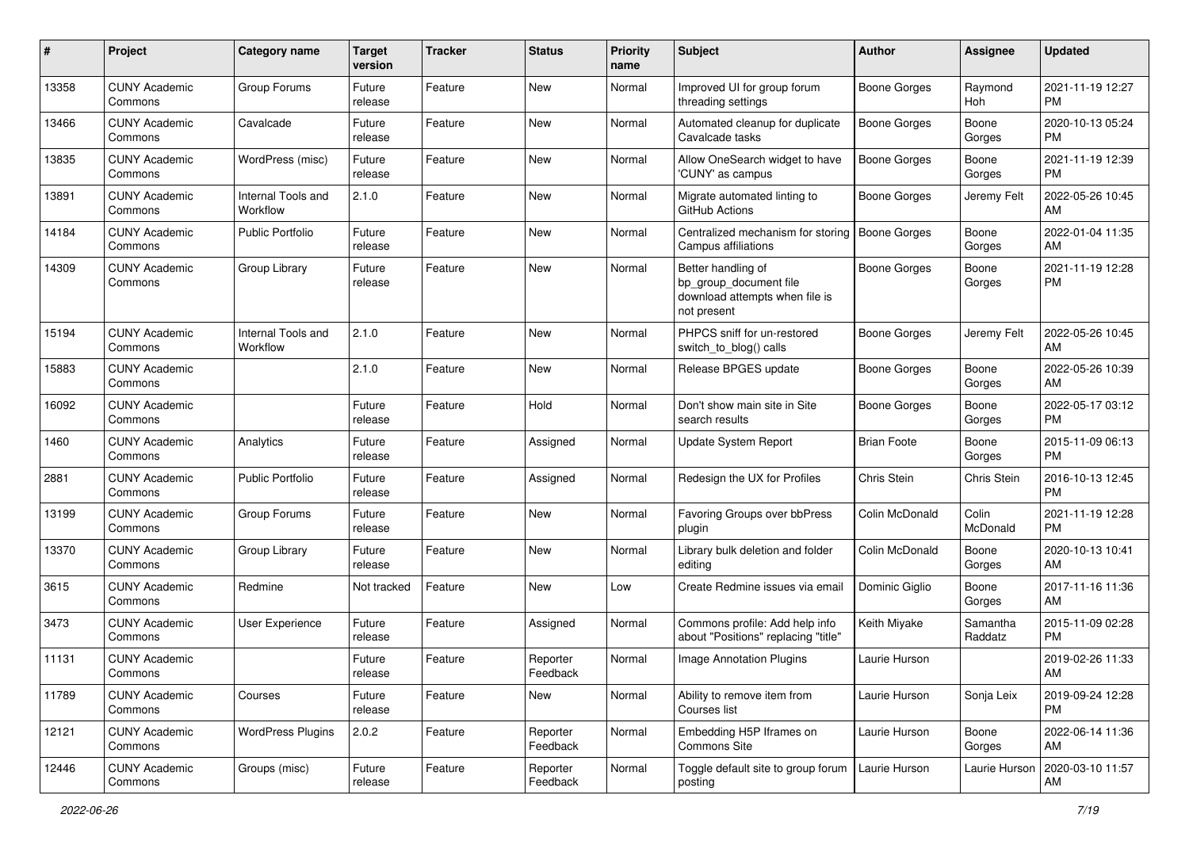| # | Project | Category name | Target version | Tracker | Status | Priority name | Subject | Author | Assignee | Updated |
|---|---|---|---|---|---|---|---|---|---|---|
| 13358 | CUNY Academic Commons | Group Forums | Future release | Feature | New | Normal | Improved UI for group forum threading settings | Boone Gorges | Raymond Hoh | 2021-11-19 12:27 PM |
| 13466 | CUNY Academic Commons | Cavalcade | Future release | Feature | New | Normal | Automated cleanup for duplicate Cavalcade tasks | Boone Gorges | Boone Gorges | 2020-10-13 05:24 PM |
| 13835 | CUNY Academic Commons | WordPress (misc) | Future release | Feature | New | Normal | Allow OneSearch widget to have 'CUNY' as campus | Boone Gorges | Boone Gorges | 2021-11-19 12:39 PM |
| 13891 | CUNY Academic Commons | Internal Tools and Workflow | 2.1.0 | Feature | New | Normal | Migrate automated linting to GitHub Actions | Boone Gorges | Jeremy Felt | 2022-05-26 10:45 AM |
| 14184 | CUNY Academic Commons | Public Portfolio | Future release | Feature | New | Normal | Centralized mechanism for storing Campus affiliations | Boone Gorges | Boone Gorges | 2022-01-04 11:35 AM |
| 14309 | CUNY Academic Commons | Group Library | Future release | Feature | New | Normal | Better handling of bp_group_document file download attempts when file is not present | Boone Gorges | Boone Gorges | 2021-11-19 12:28 PM |
| 15194 | CUNY Academic Commons | Internal Tools and Workflow | 2.1.0 | Feature | New | Normal | PHPCS sniff for un-restored switch_to_blog() calls | Boone Gorges | Jeremy Felt | 2022-05-26 10:45 AM |
| 15883 | CUNY Academic Commons | | 2.1.0 | Feature | New | Normal | Release BPGES update | Boone Gorges | Boone Gorges | 2022-05-26 10:39 AM |
| 16092 | CUNY Academic Commons | | Future release | Feature | Hold | Normal | Don't show main site in Site search results | Boone Gorges | Boone Gorges | 2022-05-17 03:12 PM |
| 1460 | CUNY Academic Commons | Analytics | Future release | Feature | Assigned | Normal | Update System Report | Brian Foote | Boone Gorges | 2015-11-09 06:13 PM |
| 2881 | CUNY Academic Commons | Public Portfolio | Future release | Feature | Assigned | Normal | Redesign the UX for Profiles | Chris Stein | Chris Stein | 2016-10-13 12:45 PM |
| 13199 | CUNY Academic Commons | Group Forums | Future release | Feature | New | Normal | Favoring Groups over bbPress plugin | Colin McDonald | Colin McDonald | 2021-11-19 12:28 PM |
| 13370 | CUNY Academic Commons | Group Library | Future release | Feature | New | Normal | Library bulk deletion and folder editing | Colin McDonald | Boone Gorges | 2020-10-13 10:41 AM |
| 3615 | CUNY Academic Commons | Redmine | Not tracked | Feature | New | Low | Create Redmine issues via email | Dominic Giglio | Boone Gorges | 2017-11-16 11:36 AM |
| 3473 | CUNY Academic Commons | User Experience | Future release | Feature | Assigned | Normal | Commons profile: Add help info about "Positions" replacing "title" | Keith Miyake | Samantha Raddatz | 2015-11-09 02:28 PM |
| 11131 | CUNY Academic Commons | | Future release | Feature | Reporter Feedback | Normal | Image Annotation Plugins | Laurie Hurson | | 2019-02-26 11:33 AM |
| 11789 | CUNY Academic Commons | Courses | Future release | Feature | New | Normal | Ability to remove item from Courses list | Laurie Hurson | Sonja Leix | 2019-09-24 12:28 PM |
| 12121 | CUNY Academic Commons | WordPress Plugins | 2.0.2 | Feature | Reporter Feedback | Normal | Embedding H5P Iframes on Commons Site | Laurie Hurson | Boone Gorges | 2022-06-14 11:36 AM |
| 12446 | CUNY Academic Commons | Groups (misc) | Future release | Feature | Reporter Feedback | Normal | Toggle default site to group forum posting | Laurie Hurson | Laurie Hurson | 2020-03-10 11:57 AM |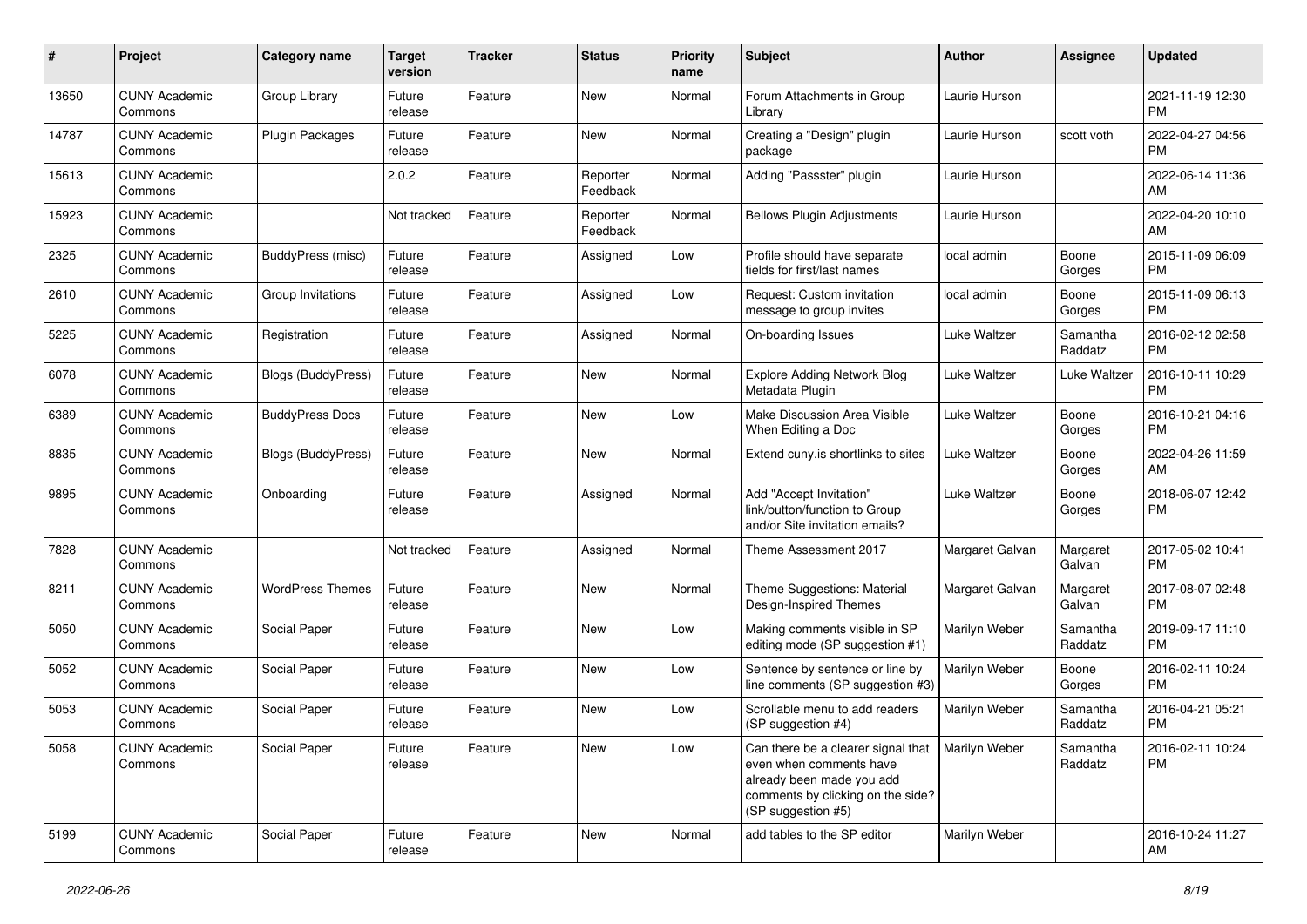| # | Project | Category name | Target version | Tracker | Status | Priority name | Subject | Author | Assignee | Updated |
|---|---|---|---|---|---|---|---|---|---|---|
| 13650 | CUNY Academic Commons | Group Library | Future release | Feature | New | Normal | Forum Attachments in Group Library | Laurie Hurson | | 2021-11-19 12:30 PM |
| 14787 | CUNY Academic Commons | Plugin Packages | Future release | Feature | New | Normal | Creating a "Design" plugin package | Laurie Hurson | scott voth | 2022-04-27 04:56 PM |
| 15613 | CUNY Academic Commons | | 2.0.2 | Feature | Reporter Feedback | Normal | Adding "Passster" plugin | Laurie Hurson | | 2022-06-14 11:36 AM |
| 15923 | CUNY Academic Commons | | Not tracked | Feature | Reporter Feedback | Normal | Bellows Plugin Adjustments | Laurie Hurson | | 2022-04-20 10:10 AM |
| 2325 | CUNY Academic Commons | BuddyPress (misc) | Future release | Feature | Assigned | Low | Profile should have separate fields for first/last names | local admin | Boone Gorges | 2015-11-09 06:09 PM |
| 2610 | CUNY Academic Commons | Group Invitations | Future release | Feature | Assigned | Low | Request: Custom invitation message to group invites | local admin | Boone Gorges | 2015-11-09 06:13 PM |
| 5225 | CUNY Academic Commons | Registration | Future release | Feature | Assigned | Normal | On-boarding Issues | Luke Waltzer | Samantha Raddatz | 2016-02-12 02:58 PM |
| 6078 | CUNY Academic Commons | Blogs (BuddyPress) | Future release | Feature | New | Normal | Explore Adding Network Blog Metadata Plugin | Luke Waltzer | Luke Waltzer | 2016-10-11 10:29 PM |
| 6389 | CUNY Academic Commons | BuddyPress Docs | Future release | Feature | New | Low | Make Discussion Area Visible When Editing a Doc | Luke Waltzer | Boone Gorges | 2016-10-21 04:16 PM |
| 8835 | CUNY Academic Commons | Blogs (BuddyPress) | Future release | Feature | New | Normal | Extend cuny.is shortlinks to sites | Luke Waltzer | Boone Gorges | 2022-04-26 11:59 AM |
| 9895 | CUNY Academic Commons | Onboarding | Future release | Feature | Assigned | Normal | Add "Accept Invitation" link/button/function to Group and/or Site invitation emails? | Luke Waltzer | Boone Gorges | 2018-06-07 12:42 PM |
| 7828 | CUNY Academic Commons | | Not tracked | Feature | Assigned | Normal | Theme Assessment 2017 | Margaret Galvan | Margaret Galvan | 2017-05-02 10:41 PM |
| 8211 | CUNY Academic Commons | WordPress Themes | Future release | Feature | New | Normal | Theme Suggestions: Material Design-Inspired Themes | Margaret Galvan | Margaret Galvan | 2017-08-07 02:48 PM |
| 5050 | CUNY Academic Commons | Social Paper | Future release | Feature | New | Low | Making comments visible in SP editing mode (SP suggestion #1) | Marilyn Weber | Samantha Raddatz | 2019-09-17 11:10 PM |
| 5052 | CUNY Academic Commons | Social Paper | Future release | Feature | New | Low | Sentence by sentence or line by line comments (SP suggestion #3) | Marilyn Weber | Boone Gorges | 2016-02-11 10:24 PM |
| 5053 | CUNY Academic Commons | Social Paper | Future release | Feature | New | Low | Scrollable menu to add readers (SP suggestion #4) | Marilyn Weber | Samantha Raddatz | 2016-04-21 05:21 PM |
| 5058 | CUNY Academic Commons | Social Paper | Future release | Feature | New | Low | Can there be a clearer signal that even when comments have already been made you add comments by clicking on the side? (SP suggestion #5) | Marilyn Weber | Samantha Raddatz | 2016-02-11 10:24 PM |
| 5199 | CUNY Academic Commons | Social Paper | Future release | Feature | New | Normal | add tables to the SP editor | Marilyn Weber | | 2016-10-24 11:27 AM |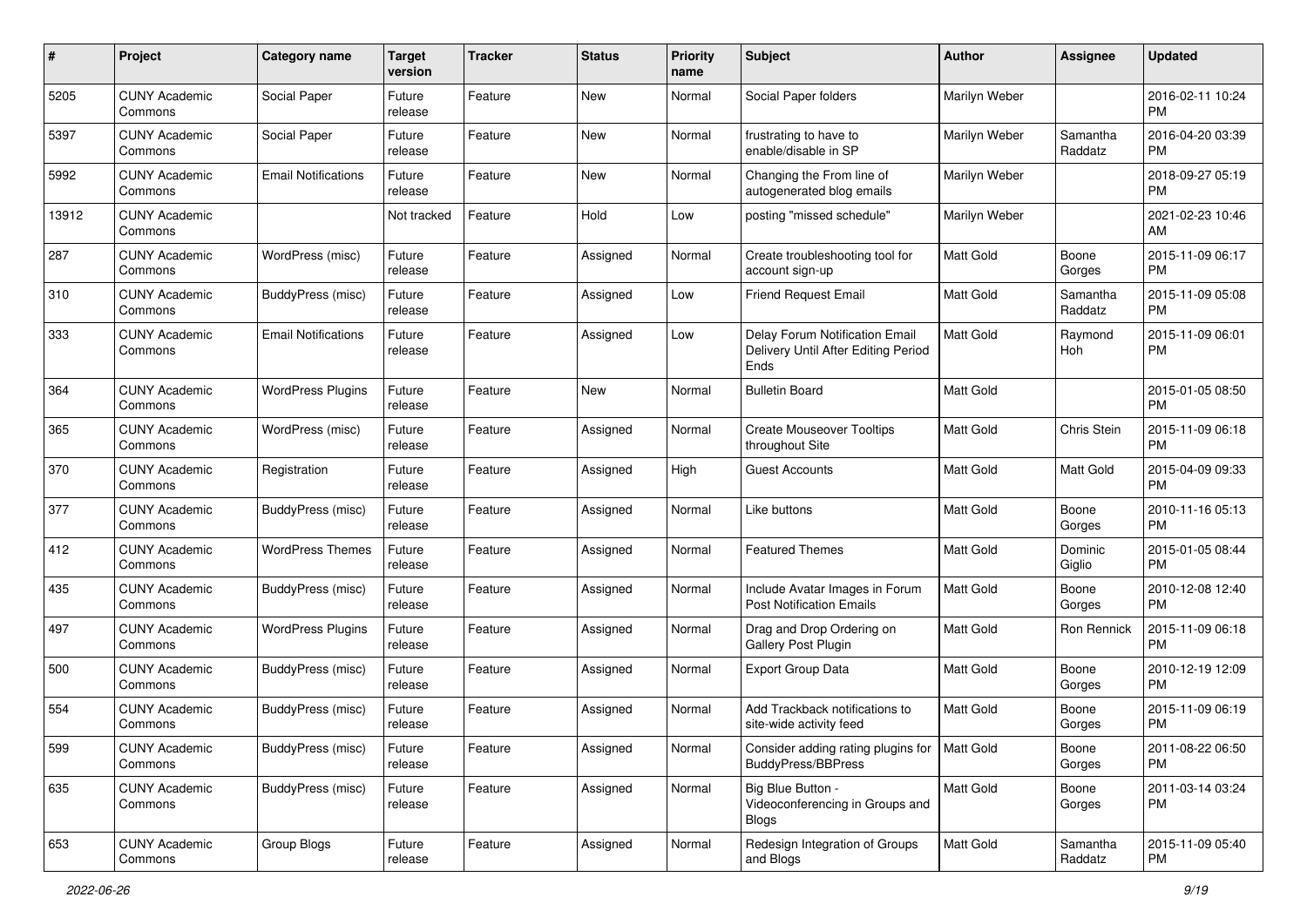| # | Project | Category name | Target version | Tracker | Status | Priority name | Subject | Author | Assignee | Updated |
|---|---|---|---|---|---|---|---|---|---|---|
| 5205 | CUNY Academic Commons | Social Paper | Future release | Feature | New | Normal | Social Paper folders | Marilyn Weber | | 2016-02-11 10:24 PM |
| 5397 | CUNY Academic Commons | Social Paper | Future release | Feature | New | Normal | frustrating to have to enable/disable in SP | Marilyn Weber | Samantha Raddatz | 2016-04-20 03:39 PM |
| 5992 | CUNY Academic Commons | Email Notifications | Future release | Feature | New | Normal | Changing the From line of autogenerated blog emails | Marilyn Weber | | 2018-09-27 05:19 PM |
| 13912 | CUNY Academic Commons | | Not tracked | Feature | Hold | Low | posting "missed schedule" | Marilyn Weber | | 2021-02-23 10:46 AM |
| 287 | CUNY Academic Commons | WordPress (misc) | Future release | Feature | Assigned | Normal | Create troubleshooting tool for account sign-up | Matt Gold | Boone Gorges | 2015-11-09 06:17 PM |
| 310 | CUNY Academic Commons | BuddyPress (misc) | Future release | Feature | Assigned | Low | Friend Request Email | Matt Gold | Samantha Raddatz | 2015-11-09 05:08 PM |
| 333 | CUNY Academic Commons | Email Notifications | Future release | Feature | Assigned | Low | Delay Forum Notification Email Delivery Until After Editing Period Ends | Matt Gold | Raymond Hoh | 2015-11-09 06:01 PM |
| 364 | CUNY Academic Commons | WordPress Plugins | Future release | Feature | New | Normal | Bulletin Board | Matt Gold | | 2015-01-05 08:50 PM |
| 365 | CUNY Academic Commons | WordPress (misc) | Future release | Feature | Assigned | Normal | Create Mouseover Tooltips throughout Site | Matt Gold | Chris Stein | 2015-11-09 06:18 PM |
| 370 | CUNY Academic Commons | Registration | Future release | Feature | Assigned | High | Guest Accounts | Matt Gold | Matt Gold | 2015-04-09 09:33 PM |
| 377 | CUNY Academic Commons | BuddyPress (misc) | Future release | Feature | Assigned | Normal | Like buttons | Matt Gold | Boone Gorges | 2010-11-16 05:13 PM |
| 412 | CUNY Academic Commons | WordPress Themes | Future release | Feature | Assigned | Normal | Featured Themes | Matt Gold | Dominic Giglio | 2015-01-05 08:44 PM |
| 435 | CUNY Academic Commons | BuddyPress (misc) | Future release | Feature | Assigned | Normal | Include Avatar Images in Forum Post Notification Emails | Matt Gold | Boone Gorges | 2010-12-08 12:40 PM |
| 497 | CUNY Academic Commons | WordPress Plugins | Future release | Feature | Assigned | Normal | Drag and Drop Ordering on Gallery Post Plugin | Matt Gold | Ron Rennick | 2015-11-09 06:18 PM |
| 500 | CUNY Academic Commons | BuddyPress (misc) | Future release | Feature | Assigned | Normal | Export Group Data | Matt Gold | Boone Gorges | 2010-12-19 12:09 PM |
| 554 | CUNY Academic Commons | BuddyPress (misc) | Future release | Feature | Assigned | Normal | Add Trackback notifications to site-wide activity feed | Matt Gold | Boone Gorges | 2015-11-09 06:19 PM |
| 599 | CUNY Academic Commons | BuddyPress (misc) | Future release | Feature | Assigned | Normal | Consider adding rating plugins for BuddyPress/BBPress | Matt Gold | Boone Gorges | 2011-08-22 06:50 PM |
| 635 | CUNY Academic Commons | BuddyPress (misc) | Future release | Feature | Assigned | Normal | Big Blue Button - Videoconferencing in Groups and Blogs | Matt Gold | Boone Gorges | 2011-03-14 03:24 PM |
| 653 | CUNY Academic Commons | Group Blogs | Future release | Feature | Assigned | Normal | Redesign Integration of Groups and Blogs | Matt Gold | Samantha Raddatz | 2015-11-09 05:40 PM |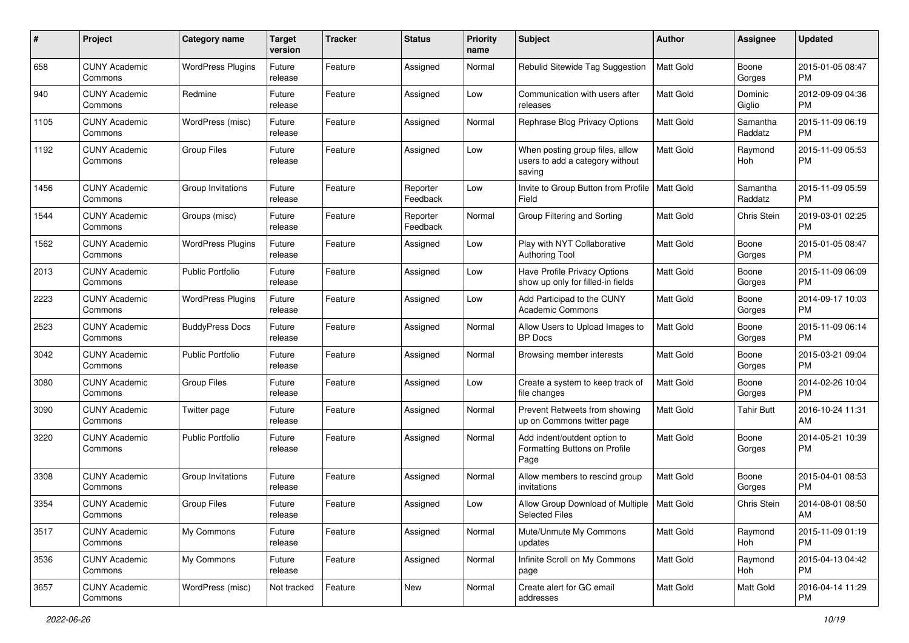| # | Project | Category name | Target version | Tracker | Status | Priority name | Subject | Author | Assignee | Updated |
|---|---|---|---|---|---|---|---|---|---|---|
| 658 | CUNY Academic Commons | WordPress Plugins | Future release | Feature | Assigned | Normal | Rebulid Sitewide Tag Suggestion | Matt Gold | Boone Gorges | 2015-01-05 08:47 PM |
| 940 | CUNY Academic Commons | Redmine | Future release | Feature | Assigned | Low | Communication with users after releases | Matt Gold | Dominic Giglio | 2012-09-09 04:36 PM |
| 1105 | CUNY Academic Commons | WordPress (misc) | Future release | Feature | Assigned | Normal | Rephrase Blog Privacy Options | Matt Gold | Samantha Raddatz | 2015-11-09 06:19 PM |
| 1192 | CUNY Academic Commons | Group Files | Future release | Feature | Assigned | Low | When posting group files, allow users to add a category without saving | Matt Gold | Raymond Hoh | 2015-11-09 05:53 PM |
| 1456 | CUNY Academic Commons | Group Invitations | Future release | Feature | Reporter Feedback | Low | Invite to Group Button from Profile Field | Matt Gold | Samantha Raddatz | 2015-11-09 05:59 PM |
| 1544 | CUNY Academic Commons | Groups (misc) | Future release | Feature | Reporter Feedback | Normal | Group Filtering and Sorting | Matt Gold | Chris Stein | 2019-03-01 02:25 PM |
| 1562 | CUNY Academic Commons | WordPress Plugins | Future release | Feature | Assigned | Low | Play with NYT Collaborative Authoring Tool | Matt Gold | Boone Gorges | 2015-01-05 08:47 PM |
| 2013 | CUNY Academic Commons | Public Portfolio | Future release | Feature | Assigned | Low | Have Profile Privacy Options show up only for filled-in fields | Matt Gold | Boone Gorges | 2015-11-09 06:09 PM |
| 2223 | CUNY Academic Commons | WordPress Plugins | Future release | Feature | Assigned | Low | Add Participad to the CUNY Academic Commons | Matt Gold | Boone Gorges | 2014-09-17 10:03 PM |
| 2523 | CUNY Academic Commons | BuddyPress Docs | Future release | Feature | Assigned | Normal | Allow Users to Upload Images to BP Docs | Matt Gold | Boone Gorges | 2015-11-09 06:14 PM |
| 3042 | CUNY Academic Commons | Public Portfolio | Future release | Feature | Assigned | Normal | Browsing member interests | Matt Gold | Boone Gorges | 2015-03-21 09:04 PM |
| 3080 | CUNY Academic Commons | Group Files | Future release | Feature | Assigned | Low | Create a system to keep track of file changes | Matt Gold | Boone Gorges | 2014-02-26 10:04 PM |
| 3090 | CUNY Academic Commons | Twitter page | Future release | Feature | Assigned | Normal | Prevent Retweets from showing up on Commons twitter page | Matt Gold | Tahir Butt | 2016-10-24 11:31 AM |
| 3220 | CUNY Academic Commons | Public Portfolio | Future release | Feature | Assigned | Normal | Add indent/outdent option to Formatting Buttons on Profile Page | Matt Gold | Boone Gorges | 2014-05-21 10:39 PM |
| 3308 | CUNY Academic Commons | Group Invitations | Future release | Feature | Assigned | Normal | Allow members to rescind group invitations | Matt Gold | Boone Gorges | 2015-04-01 08:53 PM |
| 3354 | CUNY Academic Commons | Group Files | Future release | Feature | Assigned | Low | Allow Group Download of Multiple Selected Files | Matt Gold | Chris Stein | 2014-08-01 08:50 AM |
| 3517 | CUNY Academic Commons | My Commons | Future release | Feature | Assigned | Normal | Mute/Unmute My Commons updates | Matt Gold | Raymond Hoh | 2015-11-09 01:19 PM |
| 3536 | CUNY Academic Commons | My Commons | Future release | Feature | Assigned | Normal | Infinite Scroll on My Commons page | Matt Gold | Raymond Hoh | 2015-04-13 04:42 PM |
| 3657 | CUNY Academic Commons | WordPress (misc) | Not tracked | Feature | New | Normal | Create alert for GC email addresses | Matt Gold | Matt Gold | 2016-04-14 11:29 PM |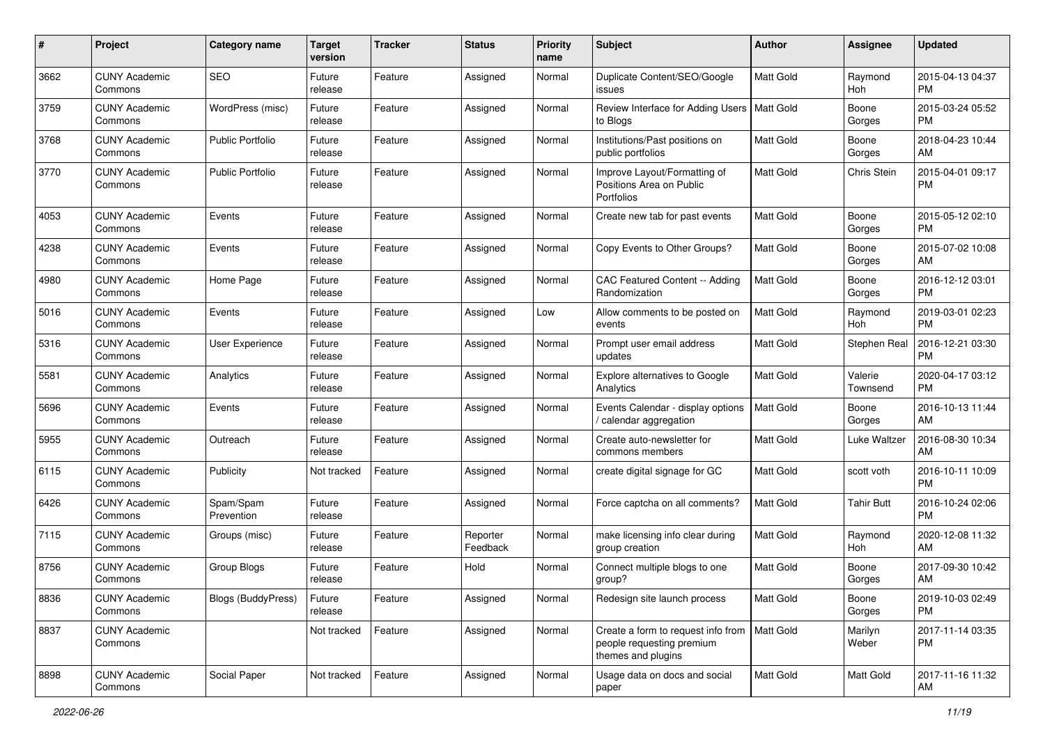| # | Project | Category name | Target version | Tracker | Status | Priority name | Subject | Author | Assignee | Updated |
|---|---|---|---|---|---|---|---|---|---|---|
| 3662 | CUNY Academic Commons | SEO | Future release | Feature | Assigned | Normal | Duplicate Content/SEO/Google issues | Matt Gold | Raymond Hoh | 2015-04-13 04:37 PM |
| 3759 | CUNY Academic Commons | WordPress (misc) | Future release | Feature | Assigned | Normal | Review Interface for Adding Users to Blogs | Matt Gold | Boone Gorges | 2015-03-24 05:52 PM |
| 3768 | CUNY Academic Commons | Public Portfolio | Future release | Feature | Assigned | Normal | Institutions/Past positions on public portfolios | Matt Gold | Boone Gorges | 2018-04-23 10:44 AM |
| 3770 | CUNY Academic Commons | Public Portfolio | Future release | Feature | Assigned | Normal | Improve Layout/Formatting of Positions Area on Public Portfolios | Matt Gold | Chris Stein | 2015-04-01 09:17 PM |
| 4053 | CUNY Academic Commons | Events | Future release | Feature | Assigned | Normal | Create new tab for past events | Matt Gold | Boone Gorges | 2015-05-12 02:10 PM |
| 4238 | CUNY Academic Commons | Events | Future release | Feature | Assigned | Normal | Copy Events to Other Groups? | Matt Gold | Boone Gorges | 2015-07-02 10:08 AM |
| 4980 | CUNY Academic Commons | Home Page | Future release | Feature | Assigned | Normal | CAC Featured Content -- Adding Randomization | Matt Gold | Boone Gorges | 2016-12-12 03:01 PM |
| 5016 | CUNY Academic Commons | Events | Future release | Feature | Assigned | Low | Allow comments to be posted on events | Matt Gold | Raymond Hoh | 2019-03-01 02:23 PM |
| 5316 | CUNY Academic Commons | User Experience | Future release | Feature | Assigned | Normal | Prompt user email address updates | Matt Gold | Stephen Real | 2016-12-21 03:30 PM |
| 5581 | CUNY Academic Commons | Analytics | Future release | Feature | Assigned | Normal | Explore alternatives to Google Analytics | Matt Gold | Valerie Townsend | 2020-04-17 03:12 PM |
| 5696 | CUNY Academic Commons | Events | Future release | Feature | Assigned | Normal | Events Calendar - display options / calendar aggregation | Matt Gold | Boone Gorges | 2016-10-13 11:44 AM |
| 5955 | CUNY Academic Commons | Outreach | Future release | Feature | Assigned | Normal | Create auto-newsletter for commons members | Matt Gold | Luke Waltzer | 2016-08-30 10:34 AM |
| 6115 | CUNY Academic Commons | Publicity | Not tracked | Feature | Assigned | Normal | create digital signage for GC | Matt Gold | scott voth | 2016-10-11 10:09 PM |
| 6426 | CUNY Academic Commons | Spam/Spam Prevention | Future release | Feature | Assigned | Normal | Force captcha on all comments? | Matt Gold | Tahir Butt | 2016-10-24 02:06 PM |
| 7115 | CUNY Academic Commons | Groups (misc) | Future release | Feature | Reporter Feedback | Normal | make licensing info clear during group creation | Matt Gold | Raymond Hoh | 2020-12-08 11:32 AM |
| 8756 | CUNY Academic Commons | Group Blogs | Future release | Feature | Hold | Normal | Connect multiple blogs to one group? | Matt Gold | Boone Gorges | 2017-09-30 10:42 AM |
| 8836 | CUNY Academic Commons | Blogs (BuddyPress) | Future release | Feature | Assigned | Normal | Redesign site launch process | Matt Gold | Boone Gorges | 2019-10-03 02:49 PM |
| 8837 | CUNY Academic Commons | | Not tracked | Feature | Assigned | Normal | Create a form to request info from people requesting premium themes and plugins | Matt Gold | Marilyn Weber | 2017-11-14 03:35 PM |
| 8898 | CUNY Academic Commons | Social Paper | Not tracked | Feature | Assigned | Normal | Usage data on docs and social paper | Matt Gold | Matt Gold | 2017-11-16 11:32 AM |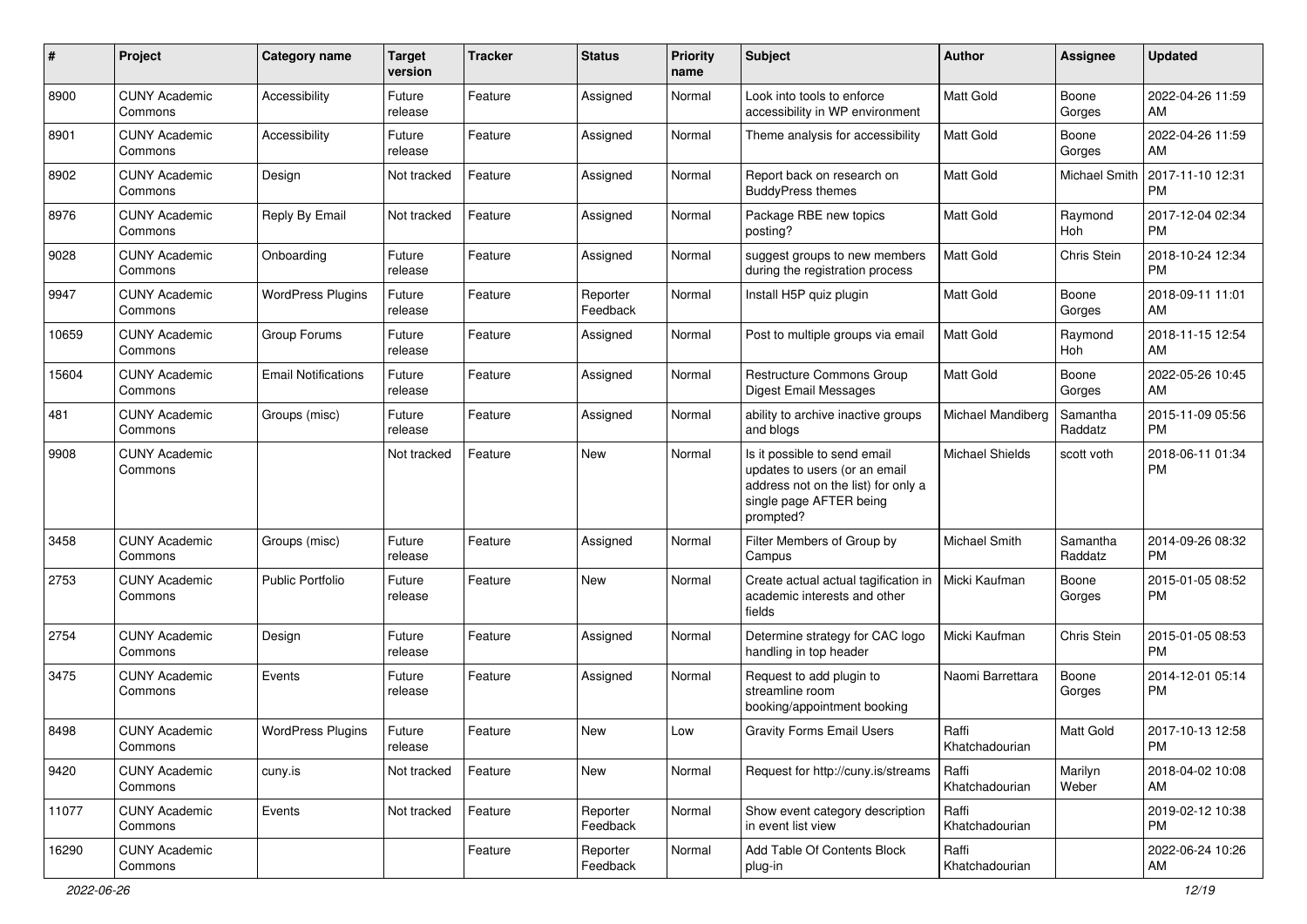| # | Project | Category name | Target version | Tracker | Status | Priority name | Subject | Author | Assignee | Updated |
|---|---|---|---|---|---|---|---|---|---|---|
| 8900 | CUNY Academic Commons | Accessibility | Future release | Feature | Assigned | Normal | Look into tools to enforce accessibility in WP environment | Matt Gold | Boone Gorges | 2022-04-26 11:59 AM |
| 8901 | CUNY Academic Commons | Accessibility | Future release | Feature | Assigned | Normal | Theme analysis for accessibility | Matt Gold | Boone Gorges | 2022-04-26 11:59 AM |
| 8902 | CUNY Academic Commons | Design | Not tracked | Feature | Assigned | Normal | Report back on research on BuddyPress themes | Matt Gold | Michael Smith | 2017-11-10 12:31 PM |
| 8976 | CUNY Academic Commons | Reply By Email | Not tracked | Feature | Assigned | Normal | Package RBE new topics posting? | Matt Gold | Raymond Hoh | 2017-12-04 02:34 PM |
| 9028 | CUNY Academic Commons | Onboarding | Future release | Feature | Assigned | Normal | suggest groups to new members during the registration process | Matt Gold | Chris Stein | 2018-10-24 12:34 PM |
| 9947 | CUNY Academic Commons | WordPress Plugins | Future release | Feature | Reporter Feedback | Normal | Install H5P quiz plugin | Matt Gold | Boone Gorges | 2018-09-11 11:01 AM |
| 10659 | CUNY Academic Commons | Group Forums | Future release | Feature | Assigned | Normal | Post to multiple groups via email | Matt Gold | Raymond Hoh | 2018-11-15 12:54 AM |
| 15604 | CUNY Academic Commons | Email Notifications | Future release | Feature | Assigned | Normal | Restructure Commons Group Digest Email Messages | Matt Gold | Boone Gorges | 2022-05-26 10:45 AM |
| 481 | CUNY Academic Commons | Groups (misc) | Future release | Feature | Assigned | Normal | ability to archive inactive groups and blogs | Michael Mandiberg | Samantha Raddatz | 2015-11-09 05:56 PM |
| 9908 | CUNY Academic Commons | | Not tracked | Feature | New | Normal | Is it possible to send email updates to users (or an email address not on the list) for only a single page AFTER being prompted? | Michael Shields | scott voth | 2018-06-11 01:34 PM |
| 3458 | CUNY Academic Commons | Groups (misc) | Future release | Feature | Assigned | Normal | Filter Members of Group by Campus | Michael Smith | Samantha Raddatz | 2014-09-26 08:32 PM |
| 2753 | CUNY Academic Commons | Public Portfolio | Future release | Feature | New | Normal | Create actual actual tagification in academic interests and other fields | Micki Kaufman | Boone Gorges | 2015-01-05 08:52 PM |
| 2754 | CUNY Academic Commons | Design | Future release | Feature | Assigned | Normal | Determine strategy for CAC logo handling in top header | Micki Kaufman | Chris Stein | 2015-01-05 08:53 PM |
| 3475 | CUNY Academic Commons | Events | Future release | Feature | Assigned | Normal | Request to add plugin to streamline room booking/appointment booking | Naomi Barrettara | Boone Gorges | 2014-12-01 05:14 PM |
| 8498 | CUNY Academic Commons | WordPress Plugins | Future release | Feature | New | Low | Gravity Forms Email Users | Raffi Khatchadourian | Matt Gold | 2017-10-13 12:58 PM |
| 9420 | CUNY Academic Commons | cuny.is | Not tracked | Feature | New | Normal | Request for http://cuny.is/streams | Raffi Khatchadourian | Marilyn Weber | 2018-04-02 10:08 AM |
| 11077 | CUNY Academic Commons | Events | Not tracked | Feature | Reporter Feedback | Normal | Show event category description in event list view | Raffi Khatchadourian | | 2019-02-12 10:38 PM |
| 16290 | CUNY Academic Commons | | | Feature | Reporter Feedback | Normal | Add Table Of Contents Block plug-in | Raffi Khatchadourian | | 2022-06-24 10:26 AM |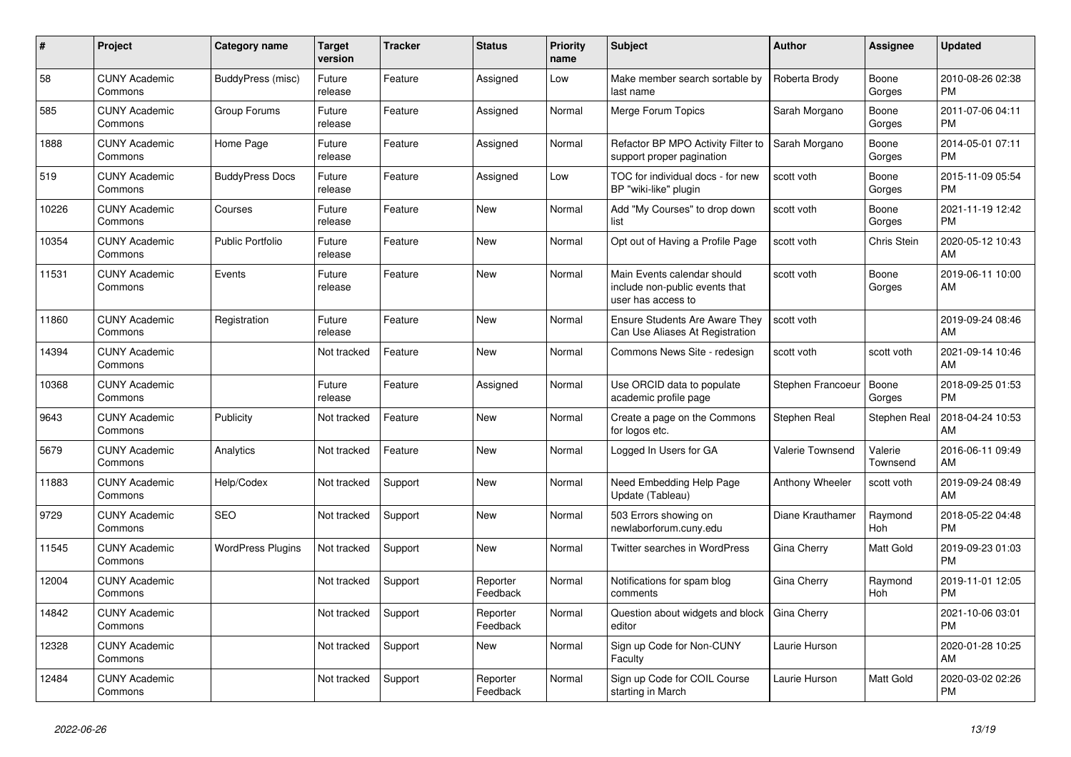| # | Project | Category name | Target version | Tracker | Status | Priority name | Subject | Author | Assignee | Updated |
|---|---|---|---|---|---|---|---|---|---|---|
| 58 | CUNY Academic Commons | BuddyPress (misc) | Future release | Feature | Assigned | Low | Make member search sortable by last name | Roberta Brody | Boone Gorges | 2010-08-26 02:38 PM |
| 585 | CUNY Academic Commons | Group Forums | Future release | Feature | Assigned | Normal | Merge Forum Topics | Sarah Morgano | Boone Gorges | 2011-07-06 04:11 PM |
| 1888 | CUNY Academic Commons | Home Page | Future release | Feature | Assigned | Normal | Refactor BP MPO Activity Filter to support proper pagination | Sarah Morgano | Boone Gorges | 2014-05-01 07:11 PM |
| 519 | CUNY Academic Commons | BuddyPress Docs | Future release | Feature | Assigned | Low | TOC for individual docs - for new BP "wiki-like" plugin | scott voth | Boone Gorges | 2015-11-09 05:54 PM |
| 10226 | CUNY Academic Commons | Courses | Future release | Feature | New | Normal | Add "My Courses" to drop down list | scott voth | Boone Gorges | 2021-11-19 12:42 PM |
| 10354 | CUNY Academic Commons | Public Portfolio | Future release | Feature | New | Normal | Opt out of Having a Profile Page | scott voth | Chris Stein | 2020-05-12 10:43 AM |
| 11531 | CUNY Academic Commons | Events | Future release | Feature | New | Normal | Main Events calendar should include non-public events that user has access to | scott voth | Boone Gorges | 2019-06-11 10:00 AM |
| 11860 | CUNY Academic Commons | Registration | Future release | Feature | New | Normal | Ensure Students Are Aware They Can Use Aliases At Registration | scott voth | | 2019-09-24 08:46 AM |
| 14394 | CUNY Academic Commons | | Not tracked | Feature | New | Normal | Commons News Site - redesign | scott voth | scott voth | 2021-09-14 10:46 AM |
| 10368 | CUNY Academic Commons | | Future release | Feature | Assigned | Normal | Use ORCID data to populate academic profile page | Stephen Francoeur | Boone Gorges | 2018-09-25 01:53 PM |
| 9643 | CUNY Academic Commons | Publicity | Not tracked | Feature | New | Normal | Create a page on the Commons for logos etc. | Stephen Real | Stephen Real | 2018-04-24 10:53 AM |
| 5679 | CUNY Academic Commons | Analytics | Not tracked | Feature | New | Normal | Logged In Users for GA | Valerie Townsend | Valerie Townsend | 2016-06-11 09:49 AM |
| 11883 | CUNY Academic Commons | Help/Codex | Not tracked | Support | New | Normal | Need Embedding Help Page Update (Tableau) | Anthony Wheeler | scott voth | 2019-09-24 08:49 AM |
| 9729 | CUNY Academic Commons | SEO | Not tracked | Support | New | Normal | 503 Errors showing on newlaborforum.cuny.edu | Diane Krauthamer | Raymond Hoh | 2018-05-22 04:48 PM |
| 11545 | CUNY Academic Commons | WordPress Plugins | Not tracked | Support | New | Normal | Twitter searches in WordPress | Gina Cherry | Matt Gold | 2019-09-23 01:03 PM |
| 12004 | CUNY Academic Commons | | Not tracked | Support | Reporter Feedback | Normal | Notifications for spam blog comments | Gina Cherry | Raymond Hoh | 2019-11-01 12:05 PM |
| 14842 | CUNY Academic Commons | | Not tracked | Support | Reporter Feedback | Normal | Question about widgets and block editor | Gina Cherry | | 2021-10-06 03:01 PM |
| 12328 | CUNY Academic Commons | | Not tracked | Support | New | Normal | Sign up Code for Non-CUNY Faculty | Laurie Hurson | | 2020-01-28 10:25 AM |
| 12484 | CUNY Academic Commons | | Not tracked | Support | Reporter Feedback | Normal | Sign up Code for COIL Course starting in March | Laurie Hurson | Matt Gold | 2020-03-02 02:26 PM |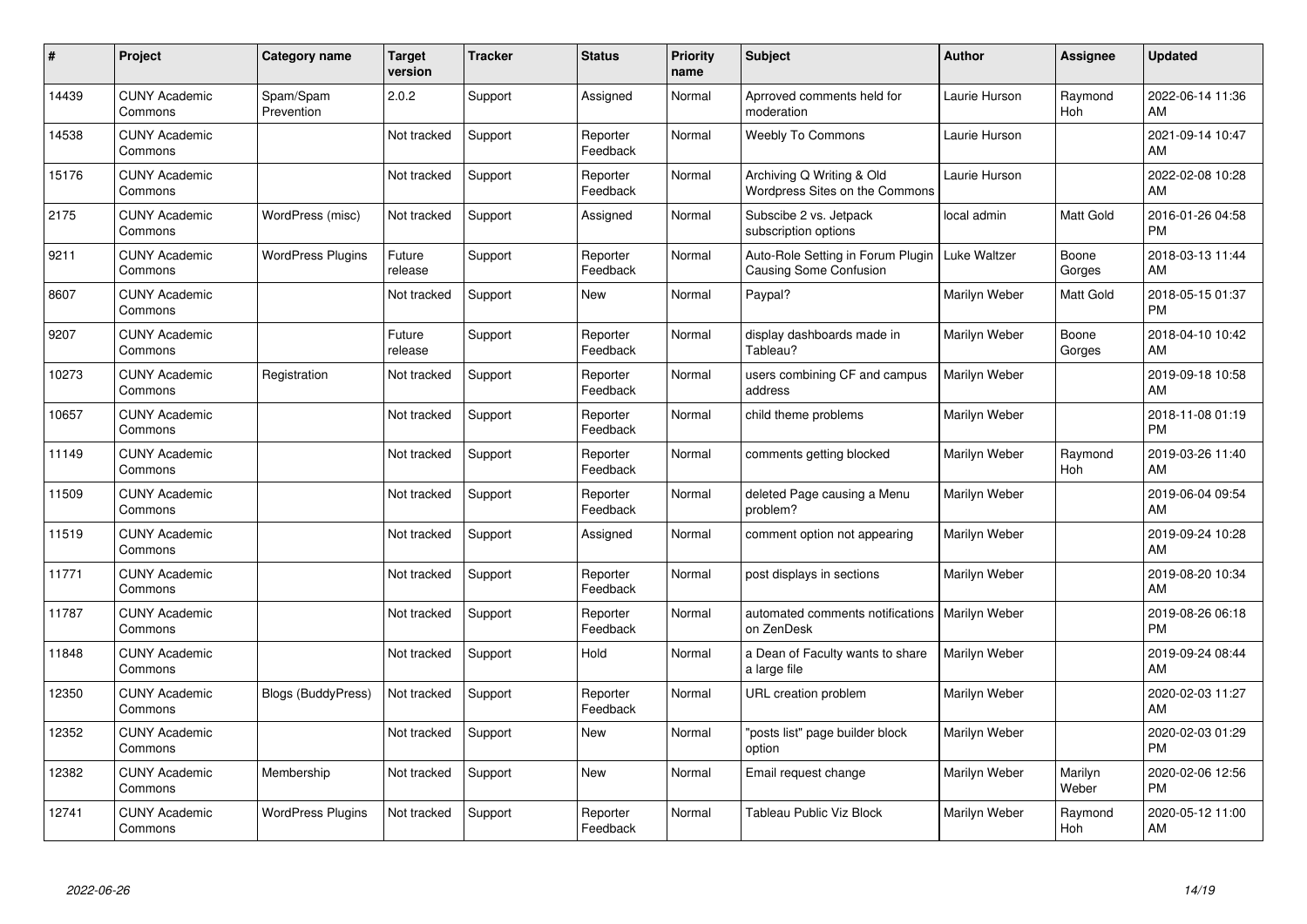| # | Project | Category name | Target version | Tracker | Status | Priority name | Subject | Author | Assignee | Updated |
|---|---|---|---|---|---|---|---|---|---|---|
| 14439 | CUNY Academic Commons | Spam/Spam Prevention | 2.0.2 | Support | Assigned | Normal | Aprroved comments held for moderation | Laurie Hurson | Raymond Hoh | 2022-06-14 11:36 AM |
| 14538 | CUNY Academic Commons | | Not tracked | Support | Reporter Feedback | Normal | Weebly To Commons | Laurie Hurson | | 2021-09-14 10:47 AM |
| 15176 | CUNY Academic Commons | | Not tracked | Support | Reporter Feedback | Normal | Archiving Q Writing & Old Wordpress Sites on the Commons | Laurie Hurson | | 2022-02-08 10:28 AM |
| 2175 | CUNY Academic Commons | WordPress (misc) | Not tracked | Support | Assigned | Normal | Subscibe 2 vs. Jetpack subscription options | local admin | Matt Gold | 2016-01-26 04:58 PM |
| 9211 | CUNY Academic Commons | WordPress Plugins | Future release | Support | Reporter Feedback | Normal | Auto-Role Setting in Forum Plugin Causing Some Confusion | Luke Waltzer | Boone Gorges | 2018-03-13 11:44 AM |
| 8607 | CUNY Academic Commons | | Not tracked | Support | New | Normal | Paypal? | Marilyn Weber | Matt Gold | 2018-05-15 01:37 PM |
| 9207 | CUNY Academic Commons | | Future release | Support | Reporter Feedback | Normal | display dashboards made in Tableau? | Marilyn Weber | Boone Gorges | 2018-04-10 10:42 AM |
| 10273 | CUNY Academic Commons | Registration | Not tracked | Support | Reporter Feedback | Normal | users combining CF and campus address | Marilyn Weber | | 2019-09-18 10:58 AM |
| 10657 | CUNY Academic Commons | | Not tracked | Support | Reporter Feedback | Normal | child theme problems | Marilyn Weber | | 2018-11-08 01:19 PM |
| 11149 | CUNY Academic Commons | | Not tracked | Support | Reporter Feedback | Normal | comments getting blocked | Marilyn Weber | Raymond Hoh | 2019-03-26 11:40 AM |
| 11509 | CUNY Academic Commons | | Not tracked | Support | Reporter Feedback | Normal | deleted Page causing a Menu problem? | Marilyn Weber | | 2019-06-04 09:54 AM |
| 11519 | CUNY Academic Commons | | Not tracked | Support | Assigned | Normal | comment option not appearing | Marilyn Weber | | 2019-09-24 10:28 AM |
| 11771 | CUNY Academic Commons | | Not tracked | Support | Reporter Feedback | Normal | post displays in sections | Marilyn Weber | | 2019-08-20 10:34 AM |
| 11787 | CUNY Academic Commons | | Not tracked | Support | Reporter Feedback | Normal | automated comments notifications on ZenDesk | Marilyn Weber | | 2019-08-26 06:18 PM |
| 11848 | CUNY Academic Commons | | Not tracked | Support | Hold | Normal | a Dean of Faculty wants to share a large file | Marilyn Weber | | 2019-09-24 08:44 AM |
| 12350 | CUNY Academic Commons | Blogs (BuddyPress) | Not tracked | Support | Reporter Feedback | Normal | URL creation problem | Marilyn Weber | | 2020-02-03 11:27 AM |
| 12352 | CUNY Academic Commons | | Not tracked | Support | New | Normal | "posts list" page builder block option | Marilyn Weber | | 2020-02-03 01:29 PM |
| 12382 | CUNY Academic Commons | Membership | Not tracked | Support | New | Normal | Email request change | Marilyn Weber | Marilyn Weber | 2020-02-06 12:56 PM |
| 12741 | CUNY Academic Commons | WordPress Plugins | Not tracked | Support | Reporter Feedback | Normal | Tableau Public Viz Block | Marilyn Weber | Raymond Hoh | 2020-05-12 11:00 AM |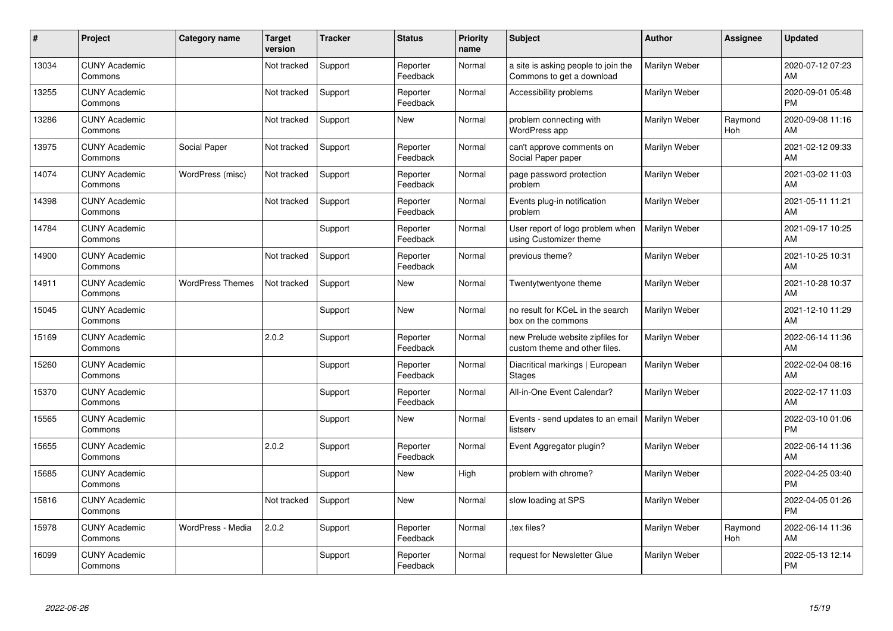| # | Project | Category name | Target version | Tracker | Status | Priority name | Subject | Author | Assignee | Updated |
|---|---|---|---|---|---|---|---|---|---|---|
| 13034 | CUNY Academic Commons | | Not tracked | Support | Reporter Feedback | Normal | a site is asking people to join the Commons to get a download | Marilyn Weber | | 2020-07-12 07:23 AM |
| 13255 | CUNY Academic Commons | | Not tracked | Support | Reporter Feedback | Normal | Accessibility problems | Marilyn Weber | | 2020-09-01 05:48 PM |
| 13286 | CUNY Academic Commons | | Not tracked | Support | New | Normal | problem connecting with WordPress app | Marilyn Weber | Raymond Hoh | 2020-09-08 11:16 AM |
| 13975 | CUNY Academic Commons | Social Paper | Not tracked | Support | Reporter Feedback | Normal | can't approve comments on Social Paper paper | Marilyn Weber | | 2021-02-12 09:33 AM |
| 14074 | CUNY Academic Commons | WordPress (misc) | Not tracked | Support | Reporter Feedback | Normal | page password protection problem | Marilyn Weber | | 2021-03-02 11:03 AM |
| 14398 | CUNY Academic Commons | | Not tracked | Support | Reporter Feedback | Normal | Events plug-in notification problem | Marilyn Weber | | 2021-05-11 11:21 AM |
| 14784 | CUNY Academic Commons | | | Support | Reporter Feedback | Normal | User report of logo problem when using Customizer theme | Marilyn Weber | | 2021-09-17 10:25 AM |
| 14900 | CUNY Academic Commons | | Not tracked | Support | Reporter Feedback | Normal | previous theme? | Marilyn Weber | | 2021-10-25 10:31 AM |
| 14911 | CUNY Academic Commons | WordPress Themes | Not tracked | Support | New | Normal | Twentytwentyone theme | Marilyn Weber | | 2021-10-28 10:37 AM |
| 15045 | CUNY Academic Commons | | | Support | New | Normal | no result for KCeL in the search box on the commons | Marilyn Weber | | 2021-12-10 11:29 AM |
| 15169 | CUNY Academic Commons | | 2.0.2 | Support | Reporter Feedback | Normal | new Prelude website zipfiles for custom theme and other files. | Marilyn Weber | | 2022-06-14 11:36 AM |
| 15260 | CUNY Academic Commons | | | Support | Reporter Feedback | Normal | Diacritical markings \| European Stages | Marilyn Weber | | 2022-02-04 08:16 AM |
| 15370 | CUNY Academic Commons | | | Support | Reporter Feedback | Normal | All-in-One Event Calendar? | Marilyn Weber | | 2022-02-17 11:03 AM |
| 15565 | CUNY Academic Commons | | | Support | New | Normal | Events - send updates to an email listserv | Marilyn Weber | | 2022-03-10 01:06 PM |
| 15655 | CUNY Academic Commons | | 2.0.2 | Support | Reporter Feedback | Normal | Event Aggregator plugin? | Marilyn Weber | | 2022-06-14 11:36 AM |
| 15685 | CUNY Academic Commons | | | Support | New | High | problem with chrome? | Marilyn Weber | | 2022-04-25 03:40 PM |
| 15816 | CUNY Academic Commons | | Not tracked | Support | New | Normal | slow loading at SPS | Marilyn Weber | | 2022-04-05 01:26 PM |
| 15978 | CUNY Academic Commons | WordPress - Media | 2.0.2 | Support | Reporter Feedback | Normal | .tex files? | Marilyn Weber | Raymond Hoh | 2022-06-14 11:36 AM |
| 16099 | CUNY Academic Commons | | | Support | Reporter Feedback | Normal | request for Newsletter Glue | Marilyn Weber | | 2022-05-13 12:14 PM |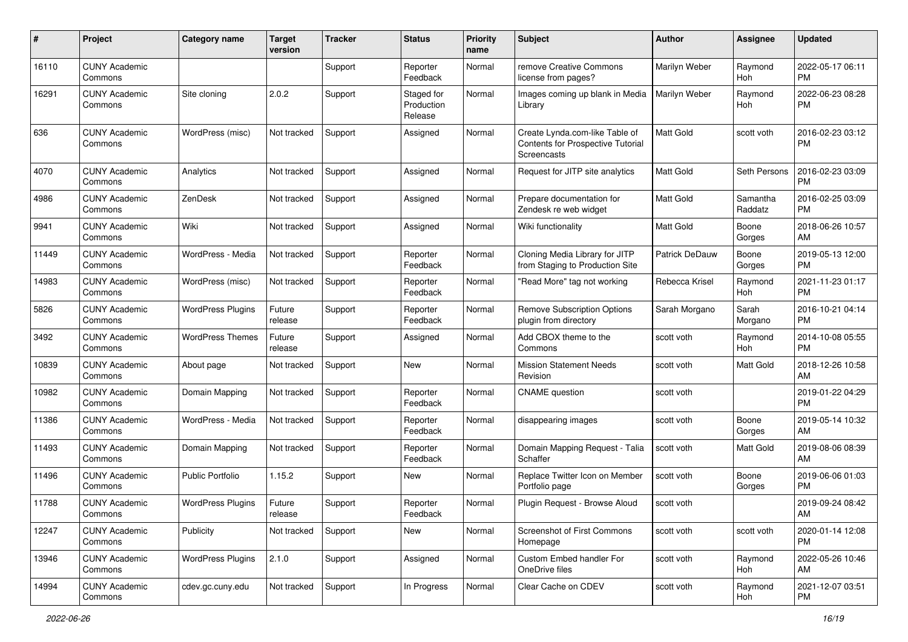| # | Project | Category name | Target version | Tracker | Status | Priority name | Subject | Author | Assignee | Updated |
|---|---|---|---|---|---|---|---|---|---|---|
| 16110 | CUNY Academic Commons | | | Support | Reporter Feedback | Normal | remove Creative Commons license from pages? | Marilyn Weber | Raymond Hoh | 2022-05-17 06:11 PM |
| 16291 | CUNY Academic Commons | Site cloning | 2.0.2 | Support | Staged for Production Release | Normal | Images coming up blank in Media Library | Marilyn Weber | Raymond Hoh | 2022-06-23 08:28 PM |
| 636 | CUNY Academic Commons | WordPress (misc) | Not tracked | Support | Assigned | Normal | Create Lynda.com-like Table of Contents for Prospective Tutorial Screencasts | Matt Gold | scott voth | 2016-02-23 03:12 PM |
| 4070 | CUNY Academic Commons | Analytics | Not tracked | Support | Assigned | Normal | Request for JITP site analytics | Matt Gold | Seth Persons | 2016-02-23 03:09 PM |
| 4986 | CUNY Academic Commons | ZenDesk | Not tracked | Support | Assigned | Normal | Prepare documentation for Zendesk re web widget | Matt Gold | Samantha Raddatz | 2016-02-25 03:09 PM |
| 9941 | CUNY Academic Commons | Wiki | Not tracked | Support | Assigned | Normal | Wiki functionality | Matt Gold | Boone Gorges | 2018-06-26 10:57 AM |
| 11449 | CUNY Academic Commons | WordPress - Media | Not tracked | Support | Reporter Feedback | Normal | Cloning Media Library for JITP from Staging to Production Site | Patrick DeDauw | Boone Gorges | 2019-05-13 12:00 PM |
| 14983 | CUNY Academic Commons | WordPress (misc) | Not tracked | Support | Reporter Feedback | Normal | "Read More" tag not working | Rebecca Krisel | Raymond Hoh | 2021-11-23 01:17 PM |
| 5826 | CUNY Academic Commons | WordPress Plugins | Future release | Support | Reporter Feedback | Normal | Remove Subscription Options plugin from directory | Sarah Morgano | Sarah Morgano | 2016-10-21 04:14 PM |
| 3492 | CUNY Academic Commons | WordPress Themes | Future release | Support | Assigned | Normal | Add CBOX theme to the Commons | scott voth | Raymond Hoh | 2014-10-08 05:55 PM |
| 10839 | CUNY Academic Commons | About page | Not tracked | Support | New | Normal | Mission Statement Needs Revision | scott voth | Matt Gold | 2018-12-26 10:58 AM |
| 10982 | CUNY Academic Commons | Domain Mapping | Not tracked | Support | Reporter Feedback | Normal | CNAME question | scott voth | | 2019-01-22 04:29 PM |
| 11386 | CUNY Academic Commons | WordPress - Media | Not tracked | Support | Reporter Feedback | Normal | disappearing images | scott voth | Boone Gorges | 2019-05-14 10:32 AM |
| 11493 | CUNY Academic Commons | Domain Mapping | Not tracked | Support | Reporter Feedback | Normal | Domain Mapping Request - Talia Schaffer | scott voth | Matt Gold | 2019-08-06 08:39 AM |
| 11496 | CUNY Academic Commons | Public Portfolio | 1.15.2 | Support | New | Normal | Replace Twitter Icon on Member Portfolio page | scott voth | Boone Gorges | 2019-06-06 01:03 PM |
| 11788 | CUNY Academic Commons | WordPress Plugins | Future release | Support | Reporter Feedback | Normal | Plugin Request - Browse Aloud | scott voth | | 2019-09-24 08:42 AM |
| 12247 | CUNY Academic Commons | Publicity | Not tracked | Support | New | Normal | Screenshot of First Commons Homepage | scott voth | scott voth | 2020-01-14 12:08 PM |
| 13946 | CUNY Academic Commons | WordPress Plugins | 2.1.0 | Support | Assigned | Normal | Custom Embed handler For OneDrive files | scott voth | Raymond Hoh | 2022-05-26 10:46 AM |
| 14994 | CUNY Academic Commons | cdev.gc.cuny.edu | Not tracked | Support | In Progress | Normal | Clear Cache on CDEV | scott voth | Raymond Hoh | 2021-12-07 03:51 PM |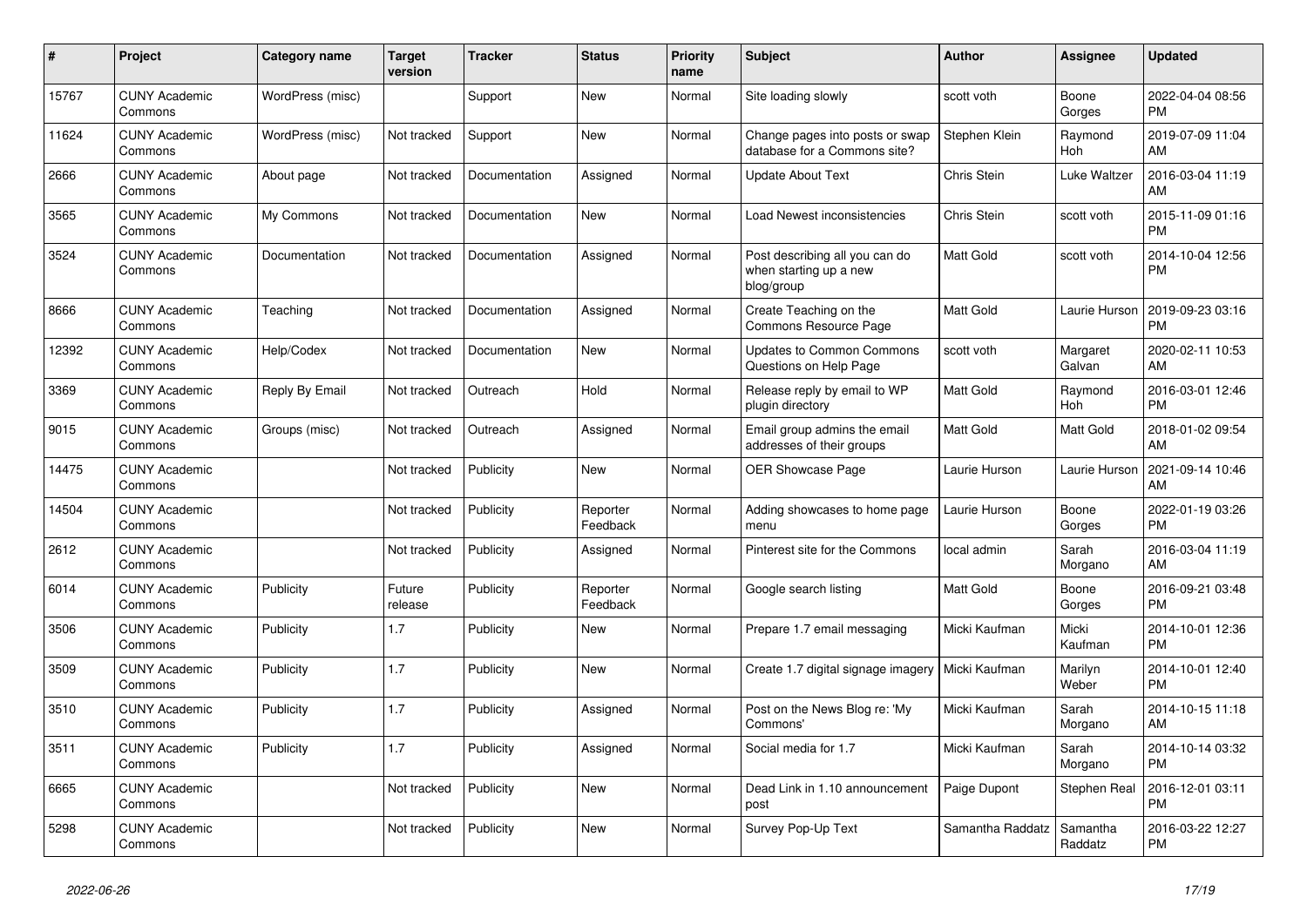| # | Project | Category name | Target version | Tracker | Status | Priority name | Subject | Author | Assignee | Updated |
|---|---|---|---|---|---|---|---|---|---|---|
| 15767 | CUNY Academic Commons | WordPress (misc) | | Support | New | Normal | Site loading slowly | scott voth | Boone Gorges | 2022-04-04 08:56 PM |
| 11624 | CUNY Academic Commons | WordPress (misc) | Not tracked | Support | New | Normal | Change pages into posts or swap database for a Commons site? | Stephen Klein | Raymond Hoh | 2019-07-09 11:04 AM |
| 2666 | CUNY Academic Commons | About page | Not tracked | Documentation | Assigned | Normal | Update About Text | Chris Stein | Luke Waltzer | 2016-03-04 11:19 AM |
| 3565 | CUNY Academic Commons | My Commons | Not tracked | Documentation | New | Normal | Load Newest inconsistencies | Chris Stein | scott voth | 2015-11-09 01:16 PM |
| 3524 | CUNY Academic Commons | Documentation | Not tracked | Documentation | Assigned | Normal | Post describing all you can do when starting up a new blog/group | Matt Gold | scott voth | 2014-10-04 12:56 PM |
| 8666 | CUNY Academic Commons | Teaching | Not tracked | Documentation | Assigned | Normal | Create Teaching on the Commons Resource Page | Matt Gold | Laurie Hurson | 2019-09-23 03:16 PM |
| 12392 | CUNY Academic Commons | Help/Codex | Not tracked | Documentation | New | Normal | Updates to Common Commons Questions on Help Page | scott voth | Margaret Galvan | 2020-02-11 10:53 AM |
| 3369 | CUNY Academic Commons | Reply By Email | Not tracked | Outreach | Hold | Normal | Release reply by email to WP plugin directory | Matt Gold | Raymond Hoh | 2016-03-01 12:46 PM |
| 9015 | CUNY Academic Commons | Groups (misc) | Not tracked | Outreach | Assigned | Normal | Email group admins the email addresses of their groups | Matt Gold | Matt Gold | 2018-01-02 09:54 AM |
| 14475 | CUNY Academic Commons | | Not tracked | Publicity | New | Normal | OER Showcase Page | Laurie Hurson | Laurie Hurson | 2021-09-14 10:46 AM |
| 14504 | CUNY Academic Commons | | Not tracked | Publicity | Reporter Feedback | Normal | Adding showcases to home page menu | Laurie Hurson | Boone Gorges | 2022-01-19 03:26 PM |
| 2612 | CUNY Academic Commons | | Not tracked | Publicity | Assigned | Normal | Pinterest site for the Commons | local admin | Sarah Morgano | 2016-03-04 11:19 AM |
| 6014 | CUNY Academic Commons | Publicity | Future release | Publicity | Reporter Feedback | Normal | Google search listing | Matt Gold | Boone Gorges | 2016-09-21 03:48 PM |
| 3506 | CUNY Academic Commons | Publicity | 1.7 | Publicity | New | Normal | Prepare 1.7 email messaging | Micki Kaufman | Micki Kaufman | 2014-10-01 12:36 PM |
| 3509 | CUNY Academic Commons | Publicity | 1.7 | Publicity | New | Normal | Create 1.7 digital signage imagery | Micki Kaufman | Marilyn Weber | 2014-10-01 12:40 PM |
| 3510 | CUNY Academic Commons | Publicity | 1.7 | Publicity | Assigned | Normal | Post on the News Blog re: 'My Commons' | Micki Kaufman | Sarah Morgano | 2014-10-15 11:18 AM |
| 3511 | CUNY Academic Commons | Publicity | 1.7 | Publicity | Assigned | Normal | Social media for 1.7 | Micki Kaufman | Sarah Morgano | 2014-10-14 03:32 PM |
| 6665 | CUNY Academic Commons | | Not tracked | Publicity | New | Normal | Dead Link in 1.10 announcement post | Paige Dupont | Stephen Real | 2016-12-01 03:11 PM |
| 5298 | CUNY Academic Commons | | Not tracked | Publicity | New | Normal | Survey Pop-Up Text | Samantha Raddatz | Samantha Raddatz | 2016-03-22 12:27 PM |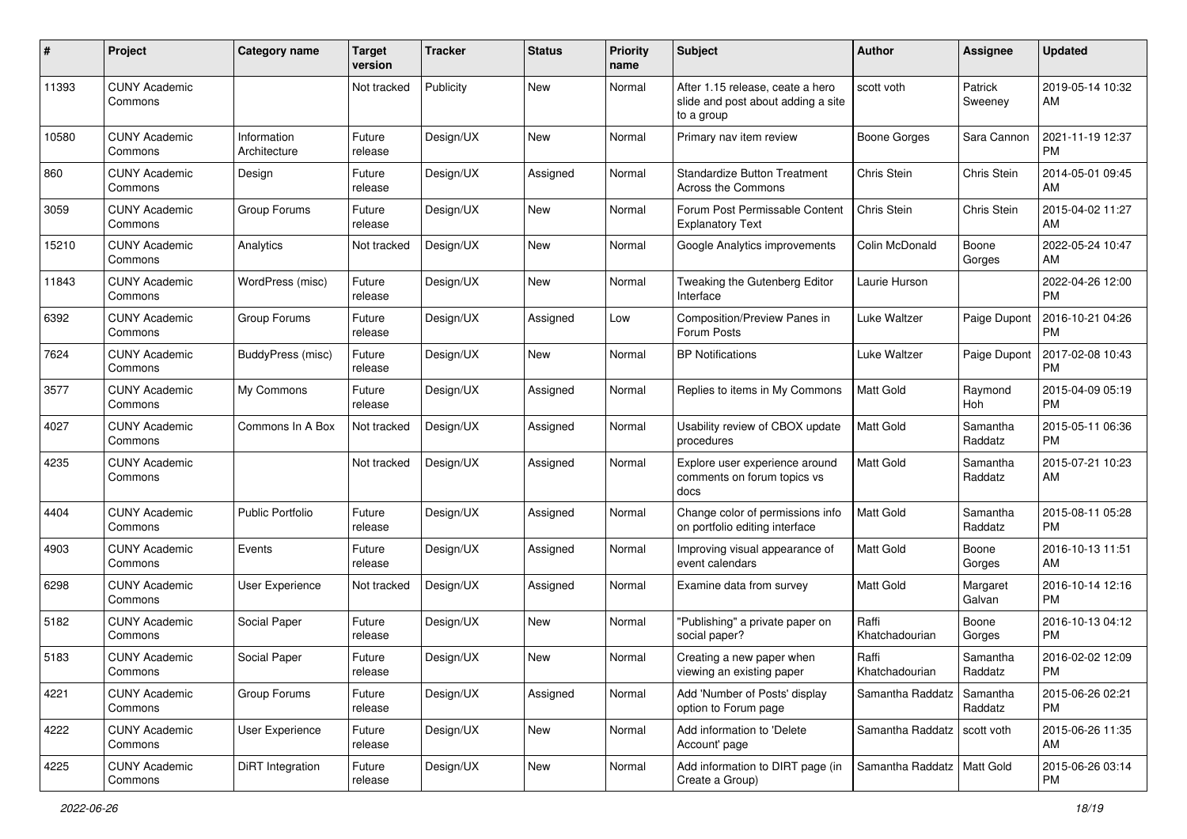| # | Project | Category name | Target version | Tracker | Status | Priority name | Subject | Author | Assignee | Updated |
|---|---|---|---|---|---|---|---|---|---|---|
| 11393 | CUNY Academic Commons | | Not tracked | Publicity | New | Normal | After 1.15 release, ceate a hero slide and post about adding a site to a group | scott voth | Patrick Sweeney | 2019-05-14 10:32 AM |
| 10580 | CUNY Academic Commons | Information Architecture | Future release | Design/UX | New | Normal | Primary nav item review | Boone Gorges | Sara Cannon | 2021-11-19 12:37 PM |
| 860 | CUNY Academic Commons | Design | Future release | Design/UX | Assigned | Normal | Standardize Button Treatment Across the Commons | Chris Stein | Chris Stein | 2014-05-01 09:45 AM |
| 3059 | CUNY Academic Commons | Group Forums | Future release | Design/UX | New | Normal | Forum Post Permissable Content Explanatory Text | Chris Stein | Chris Stein | 2015-04-02 11:27 AM |
| 15210 | CUNY Academic Commons | Analytics | Not tracked | Design/UX | New | Normal | Google Analytics improvements | Colin McDonald | Boone Gorges | 2022-05-24 10:47 AM |
| 11843 | CUNY Academic Commons | WordPress (misc) | Future release | Design/UX | New | Normal | Tweaking the Gutenberg Editor Interface | Laurie Hurson | | 2022-04-26 12:00 PM |
| 6392 | CUNY Academic Commons | Group Forums | Future release | Design/UX | Assigned | Low | Composition/Preview Panes in Forum Posts | Luke Waltzer | Paige Dupont | 2016-10-21 04:26 PM |
| 7624 | CUNY Academic Commons | BuddyPress (misc) | Future release | Design/UX | New | Normal | BP Notifications | Luke Waltzer | Paige Dupont | 2017-02-08 10:43 PM |
| 3577 | CUNY Academic Commons | My Commons | Future release | Design/UX | Assigned | Normal | Replies to items in My Commons | Matt Gold | Raymond Hoh | 2015-04-09 05:19 PM |
| 4027 | CUNY Academic Commons | Commons In A Box | Not tracked | Design/UX | Assigned | Normal | Usability review of CBOX update procedures | Matt Gold | Samantha Raddatz | 2015-05-11 06:36 PM |
| 4235 | CUNY Academic Commons | | Not tracked | Design/UX | Assigned | Normal | Explore user experience around comments on forum topics vs docs | Matt Gold | Samantha Raddatz | 2015-07-21 10:23 AM |
| 4404 | CUNY Academic Commons | Public Portfolio | Future release | Design/UX | Assigned | Normal | Change color of permissions info on portfolio editing interface | Matt Gold | Samantha Raddatz | 2015-08-11 05:28 PM |
| 4903 | CUNY Academic Commons | Events | Future release | Design/UX | Assigned | Normal | Improving visual appearance of event calendars | Matt Gold | Boone Gorges | 2016-10-13 11:51 AM |
| 6298 | CUNY Academic Commons | User Experience | Not tracked | Design/UX | Assigned | Normal | Examine data from survey | Matt Gold | Margaret Galvan | 2016-10-14 12:16 PM |
| 5182 | CUNY Academic Commons | Social Paper | Future release | Design/UX | New | Normal | "Publishing" a private paper on social paper? | Raffi Khatchadourian | Boone Gorges | 2016-10-13 04:12 PM |
| 5183 | CUNY Academic Commons | Social Paper | Future release | Design/UX | New | Normal | Creating a new paper when viewing an existing paper | Raffi Khatchadourian | Samantha Raddatz | 2016-02-02 12:09 PM |
| 4221 | CUNY Academic Commons | Group Forums | Future release | Design/UX | Assigned | Normal | Add 'Number of Posts' display option to Forum page | Samantha Raddatz | Samantha Raddatz | 2015-06-26 02:21 PM |
| 4222 | CUNY Academic Commons | User Experience | Future release | Design/UX | New | Normal | Add information to 'Delete Account' page | Samantha Raddatz | scott voth | 2015-06-26 11:35 AM |
| 4225 | CUNY Academic Commons | DiRT Integration | Future release | Design/UX | New | Normal | Add information to DIRT page (in Create a Group) | Samantha Raddatz | Matt Gold | 2015-06-26 03:14 PM |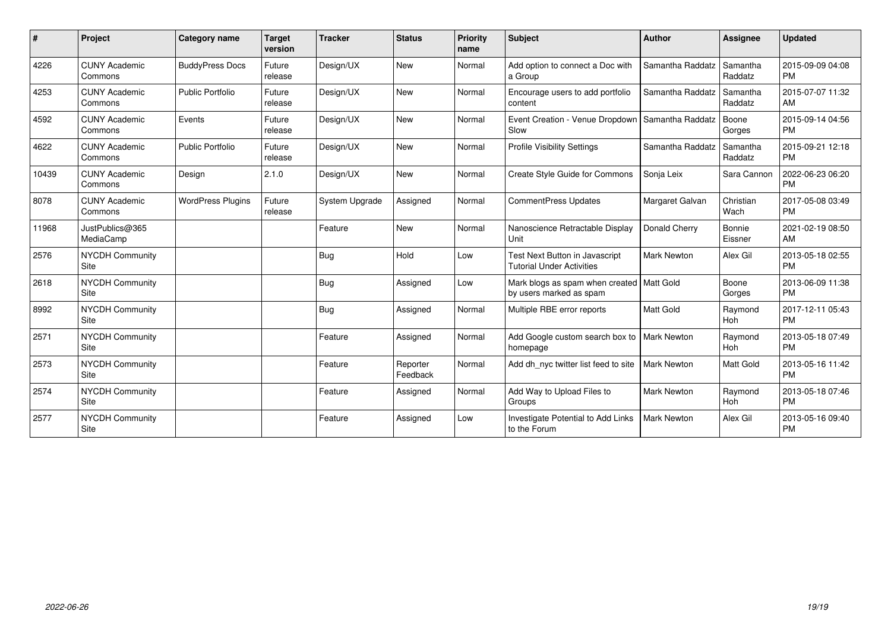| # | Project | Category name | Target version | Tracker | Status | Priority name | Subject | Author | Assignee | Updated |
|---|---|---|---|---|---|---|---|---|---|---|
| 4226 | CUNY Academic Commons | BuddyPress Docs | Future release | Design/UX | New | Normal | Add option to connect a Doc with a Group | Samantha Raddatz | Samantha Raddatz | 2015-09-09 04:08 PM |
| 4253 | CUNY Academic Commons | Public Portfolio | Future release | Design/UX | New | Normal | Encourage users to add portfolio content | Samantha Raddatz | Samantha Raddatz | 2015-07-07 11:32 AM |
| 4592 | CUNY Academic Commons | Events | Future release | Design/UX | New | Normal | Event Creation - Venue Dropdown Slow | Samantha Raddatz | Boone Gorges | 2015-09-14 04:56 PM |
| 4622 | CUNY Academic Commons | Public Portfolio | Future release | Design/UX | New | Normal | Profile Visibility Settings | Samantha Raddatz | Samantha Raddatz | 2015-09-21 12:18 PM |
| 10439 | CUNY Academic Commons | Design | 2.1.0 | Design/UX | New | Normal | Create Style Guide for Commons | Sonja Leix | Sara Cannon | 2022-06-23 06:20 PM |
| 8078 | CUNY Academic Commons | WordPress Plugins | Future release | System Upgrade | Assigned | Normal | CommentPress Updates | Margaret Galvan | Christian Wach | 2017-05-08 03:49 PM |
| 11968 | JustPublics@365 MediaCamp | | | Feature | New | Normal | Nanoscience Retractable Display Unit | Donald Cherry | Bonnie Eissner | 2021-02-19 08:50 AM |
| 2576 | NYCDH Community Site | | | Bug | Hold | Low | Test Next Button in Javascript Tutorial Under Activities | Mark Newton | Alex Gil | 2013-05-18 02:55 PM |
| 2618 | NYCDH Community Site | | | Bug | Assigned | Low | Mark blogs as spam when created by users marked as spam | Matt Gold | Boone Gorges | 2013-06-09 11:38 PM |
| 8992 | NYCDH Community Site | | | Bug | Assigned | Normal | Multiple RBE error reports | Matt Gold | Raymond Hoh | 2017-12-11 05:43 PM |
| 2571 | NYCDH Community Site | | | Feature | Assigned | Normal | Add Google custom search box to homepage | Mark Newton | Raymond Hoh | 2013-05-18 07:49 PM |
| 2573 | NYCDH Community Site | | | Feature | Reporter Feedback | Normal | Add dh_nyc twitter list feed to site | Mark Newton | Matt Gold | 2013-05-16 11:42 PM |
| 2574 | NYCDH Community Site | | | Feature | Assigned | Normal | Add Way to Upload Files to Groups | Mark Newton | Raymond Hoh | 2013-05-18 07:46 PM |
| 2577 | NYCDH Community Site | | | Feature | Assigned | Low | Investigate Potential to Add Links to the Forum | Mark Newton | Alex Gil | 2013-05-16 09:40 PM |